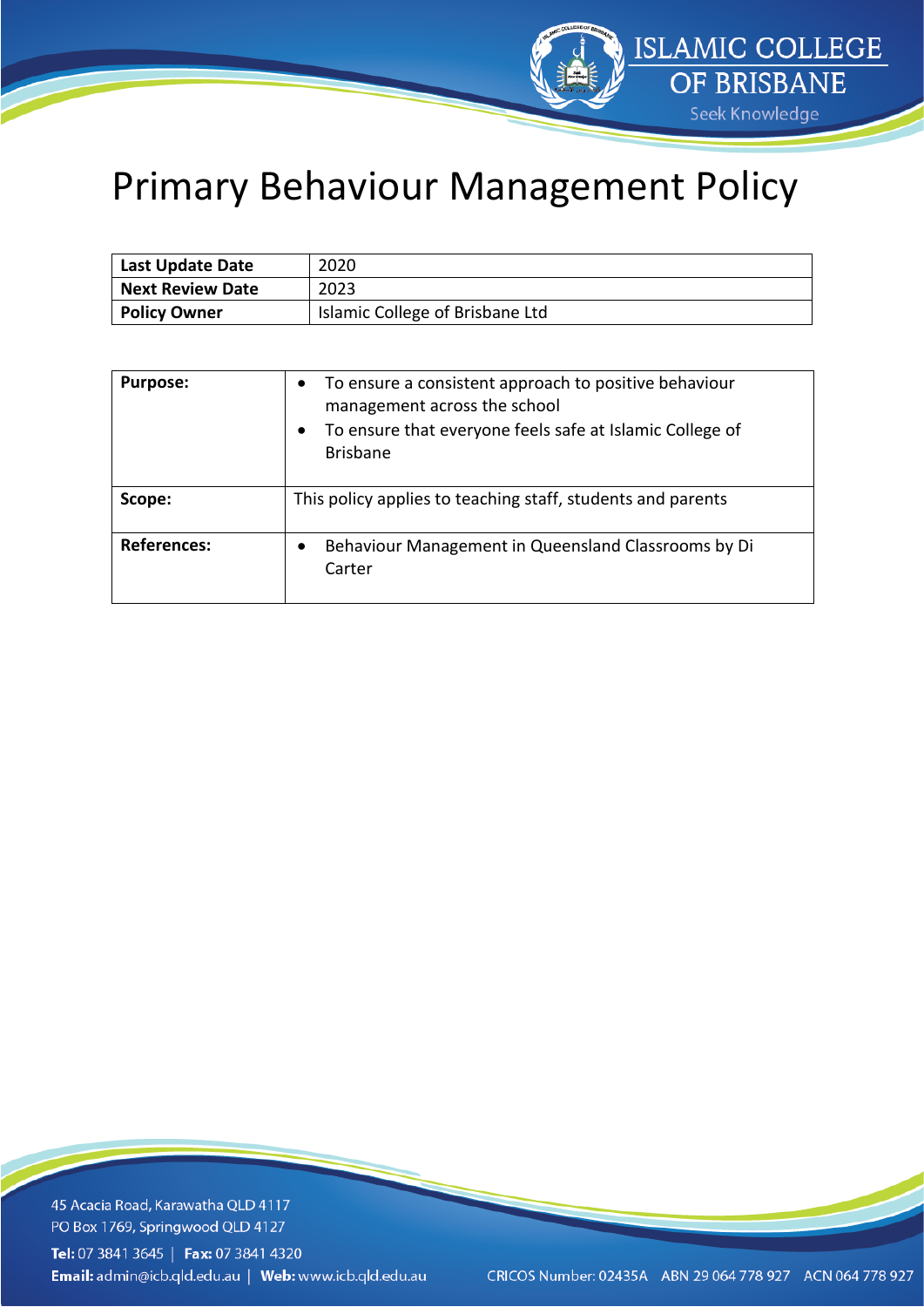# Primary Behaviour Management Policy

| **Last Update Date** | 2020 |
| --- | --- |
| **Next Review Date** | 2023 |
| **Policy Owner** | Islamic College of Brisbane Ltd |

| **Purpose:** | • To ensure a consistent approach to positive behaviour management across the school<br>• To ensure that everyone feels safe at Islamic College of Brisbane |
| --- | --- |
| **Scope:** | This policy applies to teaching staff, students and parents |
| **References:** | • Behaviour Management in Queensland Classrooms by Di Carter |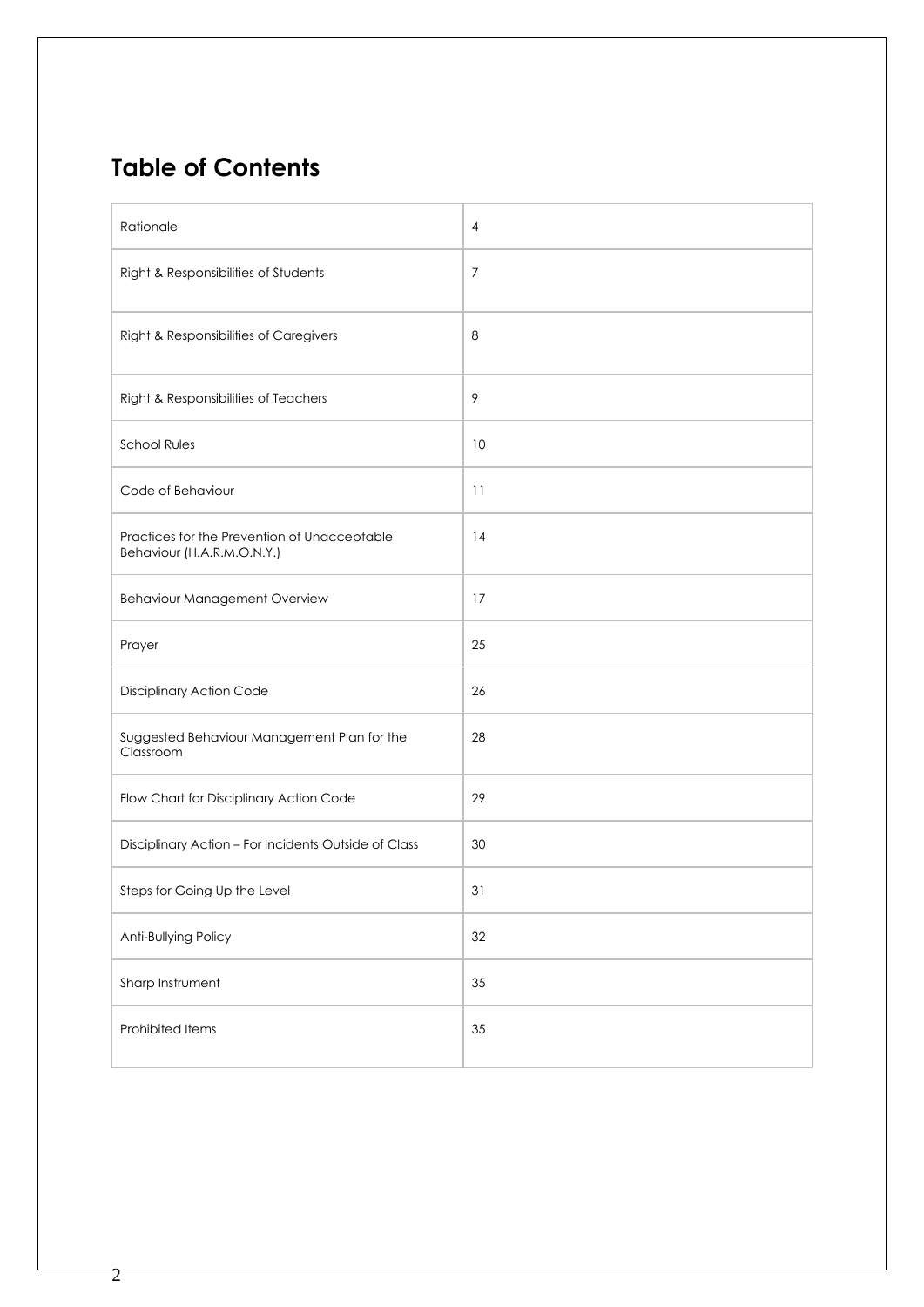## Table of Contents

| | |
|---|---|
| Rationale | 4 |
| Right & Responsibilities of Students | 7 |
| Right & Responsibilities of Caregivers | 8 |
| Right & Responsibilities of Teachers | 9 |
| School Rules | 10 |
| Code of Behaviour | 11 |
| Practices for the Prevention of Unacceptable Behaviour (H.A.R.M.O.N.Y.) | 14 |
| Behaviour Management Overview | 17 |
| Prayer | 25 |
| Disciplinary Action Code | 26 |
| Suggested Behaviour Management Plan for the Classroom | 28 |
| Flow Chart for Disciplinary Action Code | 29 |
| Disciplinary Action – For Incidents Outside of Class | 30 |
| Steps for Going Up the Level | 31 |
| Anti-Bullying Policy | 32 |
| Sharp Instrument | 35 |
| Prohibited Items | 35 |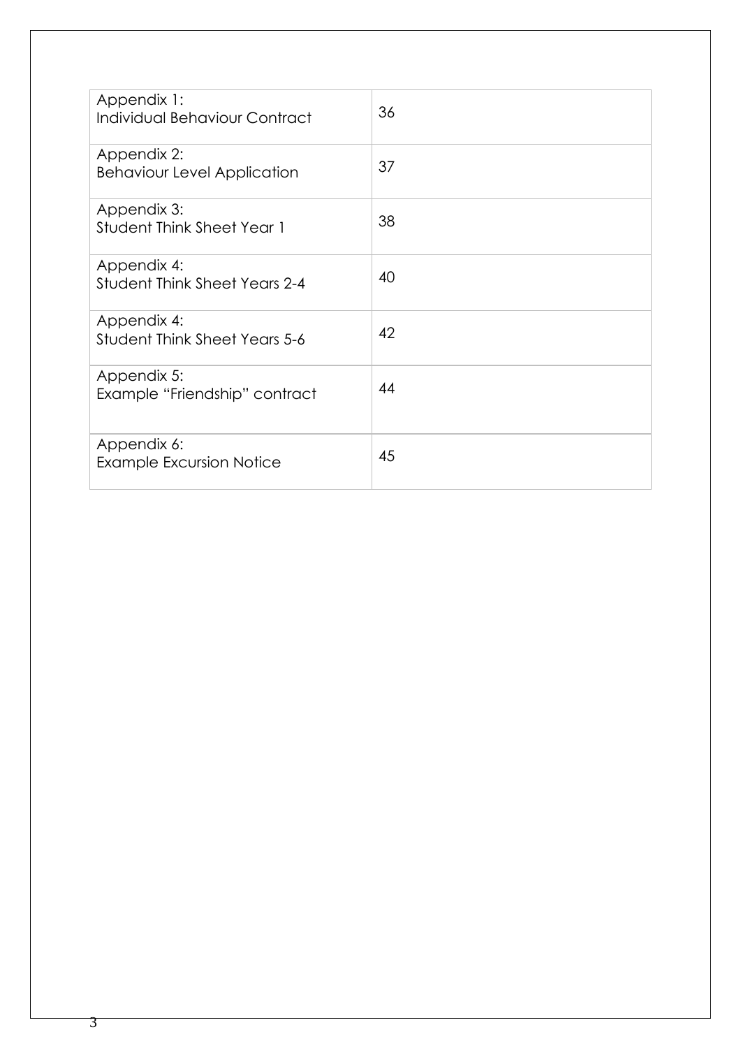| Appendix 1: Individual Behaviour Contract | 36 |
| --- | --- |
| Appendix 2: Behaviour Level Application | 37 |
| Appendix 3: Student Think Sheet Year 1 | 38 |
| Appendix 4: Student Think Sheet Years 2-4 | 40 |
| Appendix 4: Student Think Sheet Years 5-6 | 42 |
| Appendix 5: Example "Friendship" contract | 44 |
| Appendix 6: Example Excursion Notice | 45 |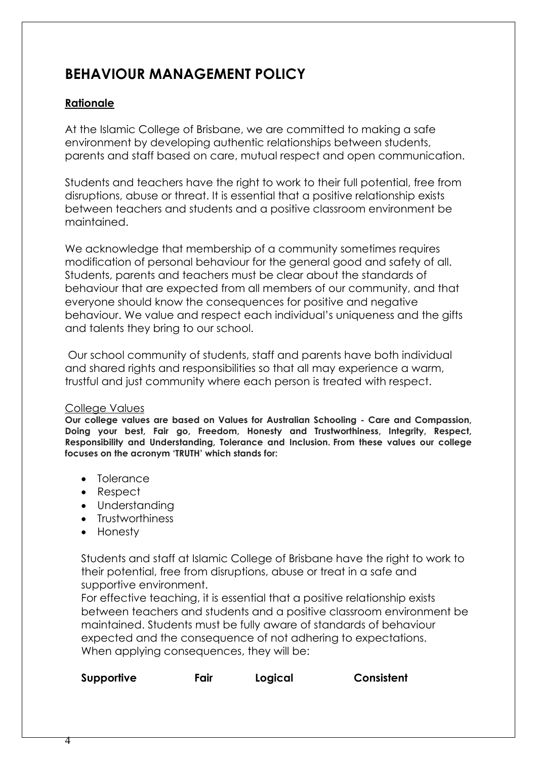# BEHAVIOUR MANAGEMENT POLICY

## Rationale

At the Islamic College of Brisbane, we are committed to making a safe environment by developing authentic relationships between students, parents and staff based on care, mutual respect and open communication.

Students and teachers have the right to work to their full potential, free from disruptions, abuse or threat. It is essential that a positive relationship exists between teachers and students and a positive classroom environment be maintained.

We acknowledge that membership of a community sometimes requires modification of personal behaviour for the general good and safety of all. Students, parents and teachers must be clear about the standards of behaviour that are expected from all members of our community, and that everyone should know the consequences for positive and negative behaviour. We value and respect each individual's uniqueness and the gifts and talents they bring to our school.

Our school community of students, staff and parents have both individual and shared rights and responsibilities so that all may experience a warm, trustful and just community where each person is treated with respect.

### College Values

**Our college values are based on Values for Australian Schooling - Care and Compassion, Doing your best, Fair go, Freedom, Honesty and Trustworthiness, Integrity, Respect, Responsibility and Understanding, Tolerance and Inclusion. From these values our college focuses on the acronym 'TRUTH' which stands for:**

- Tolerance
- Respect
- Understanding
- Trustworthiness
- Honesty

Students and staff at Islamic College of Brisbane have the right to work to their potential, free from disruptions, abuse or treat in a safe and supportive environment.

For effective teaching, it is essential that a positive relationship exists between teachers and students and a positive classroom environment be maintained. Students must be fully aware of standards of behaviour expected and the consequence of not adhering to expectations.

When applying consequences, they will be:

**Supportive** **Fair** **Logical** **Consistent**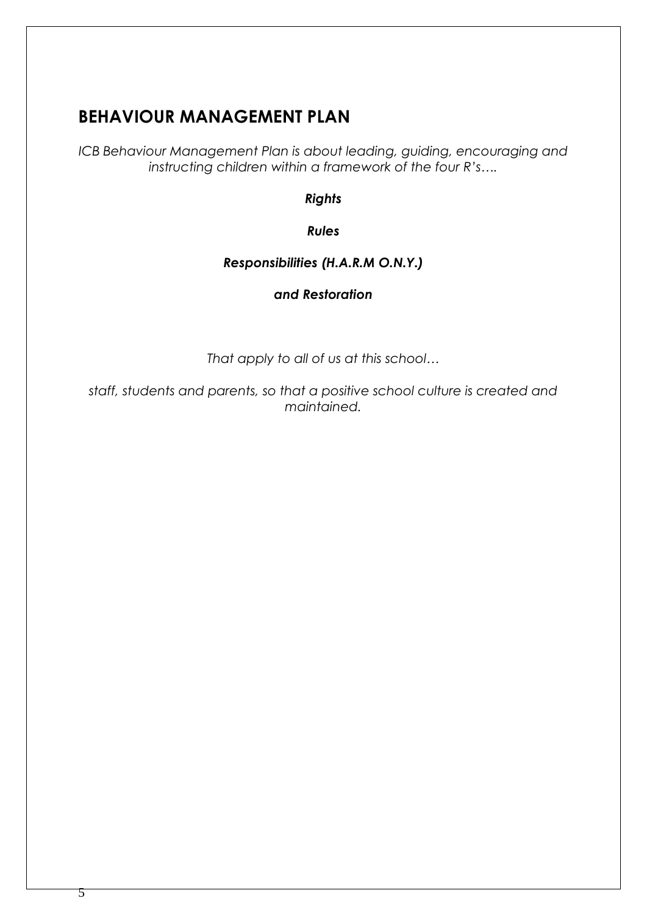# BEHAVIOUR MANAGEMENT PLAN

*ICB Behaviour Management Plan is about leading, guiding, encouraging and instructing children within a framework of the four R's….*

***Rights***

***Rules***

***Responsibilities (H.A.R.M O.N.Y.)***

***and Restoration***

*That apply to all of us at this school…*

*staff, students and parents, so that a positive school culture is created and maintained.*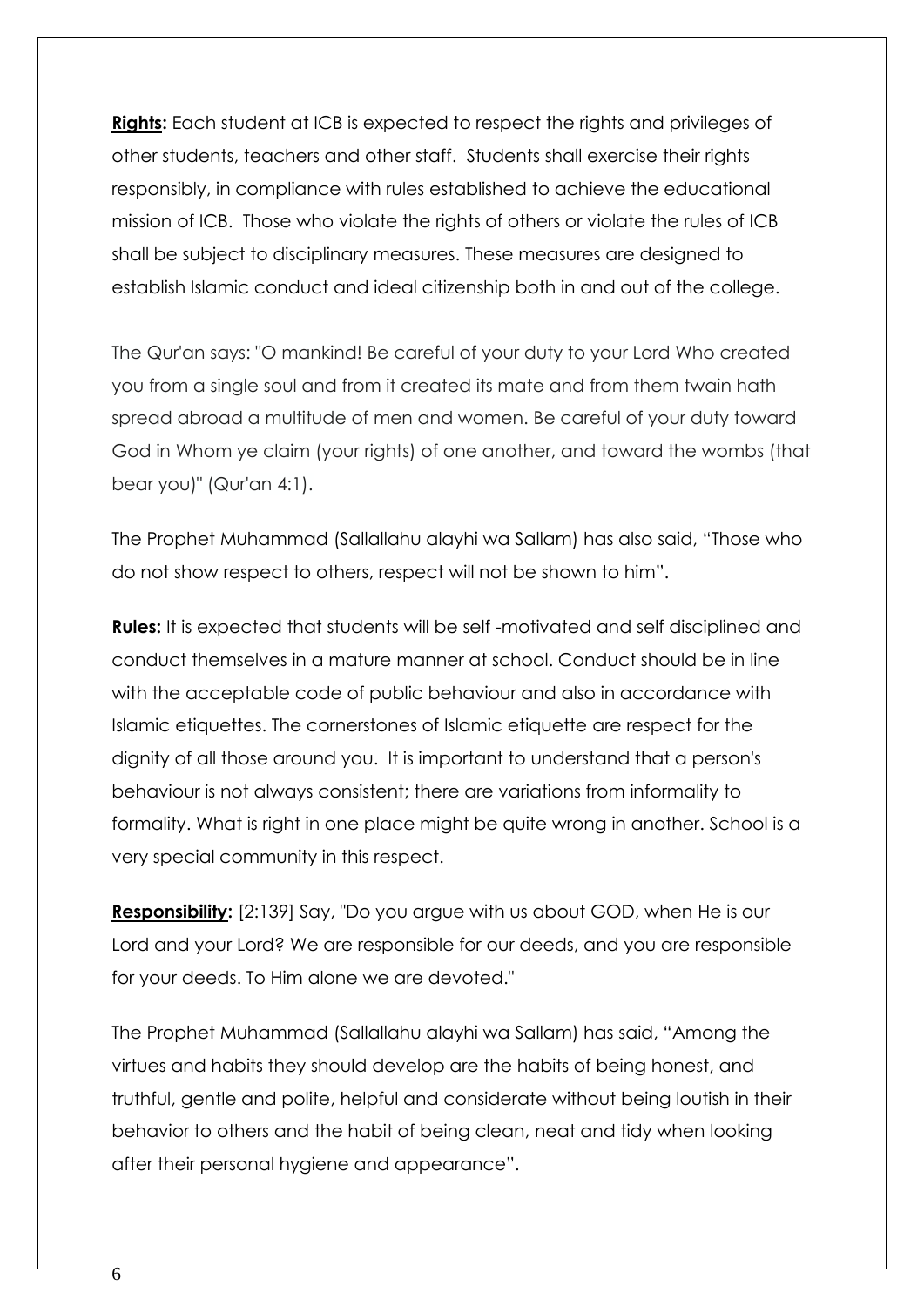**Rights:** Each student at ICB is expected to respect the rights and privileges of other students, teachers and other staff. Students shall exercise their rights responsibly, in compliance with rules established to achieve the educational mission of ICB. Those who violate the rights of others or violate the rules of ICB shall be subject to disciplinary measures. These measures are designed to establish Islamic conduct and ideal citizenship both in and out of the college.

The Qur'an says: "O mankind! Be careful of your duty to your Lord Who created you from a single soul and from it created its mate and from them twain hath spread abroad a multitude of men and women. Be careful of your duty toward God in Whom ye claim (your rights) of one another, and toward the wombs (that bear you)" (Qur'an 4:1).

The Prophet Muhammad (Sallallahu alayhi wa Sallam) has also said, "Those who do not show respect to others, respect will not be shown to him".

**Rules:** It is expected that students will be self -motivated and self disciplined and conduct themselves in a mature manner at school. Conduct should be in line with the acceptable code of public behaviour and also in accordance with Islamic etiquettes. The cornerstones of Islamic etiquette are respect for the dignity of all those around you. It is important to understand that a person's behaviour is not always consistent; there are variations from informality to formality. What is right in one place might be quite wrong in another. School is a very special community in this respect.

**Responsibility:** [2:139] Say, "Do you argue with us about GOD, when He is our Lord and your Lord? We are responsible for our deeds, and you are responsible for your deeds. To Him alone we are devoted."

The Prophet Muhammad (Sallallahu alayhi wa Sallam) has said, "Among the virtues and habits they should develop are the habits of being honest, and truthful, gentle and polite, helpful and considerate without being loutish in their behavior to others and the habit of being clean, neat and tidy when looking after their personal hygiene and appearance".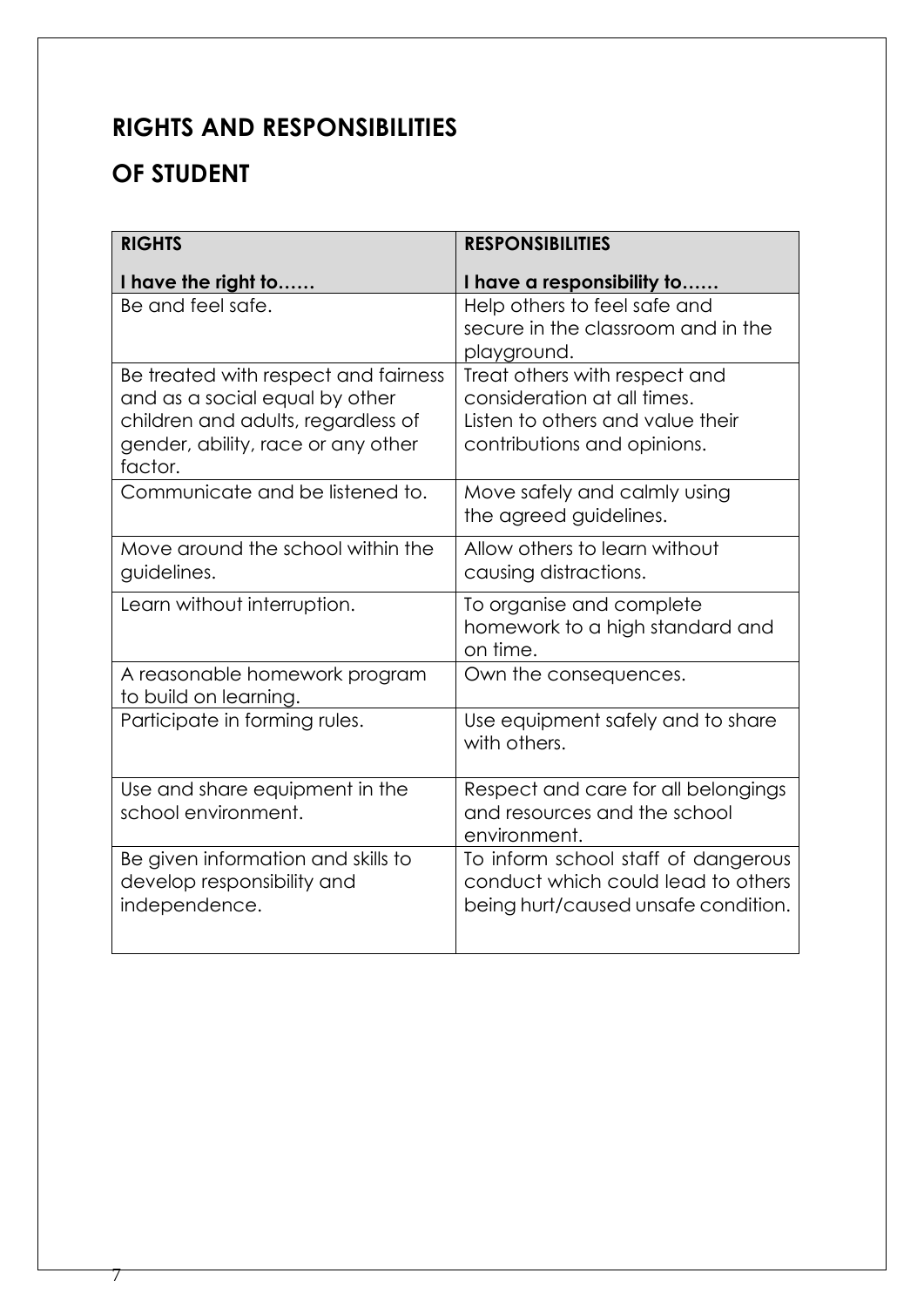## RIGHTS AND RESPONSIBILITIES

## OF STUDENT

| **RIGHTS**<br>**I have the right to……** | **RESPONSIBILITIES**<br>**I have a responsibility to……** |
| --- | --- |
| Be and feel safe. | Help others to feel safe and secure in the classroom and in the playground. |
| Be treated with respect and fairness and as a social equal by other children and adults, regardless of gender, ability, race or any other factor. | Treat others with respect and consideration at all times.<br>Listen to others and value their contributions and opinions. |
| Communicate and be listened to. | Move safely and calmly using the agreed guidelines. |
| Move around the school within the guidelines. | Allow others to learn without causing distractions. |
| Learn without interruption. | To organise and complete homework to a high standard and on time. |
| A reasonable homework program to build on learning. | Own the consequences. |
| Participate in forming rules. | Use equipment safely and to share with others. |
| Use and share equipment in the school environment. | Respect and care for all belongings and resources and the school environment. |
| Be given information and skills to develop responsibility and independence. | To inform school staff of dangerous conduct which could lead to others being hurt/caused unsafe condition. |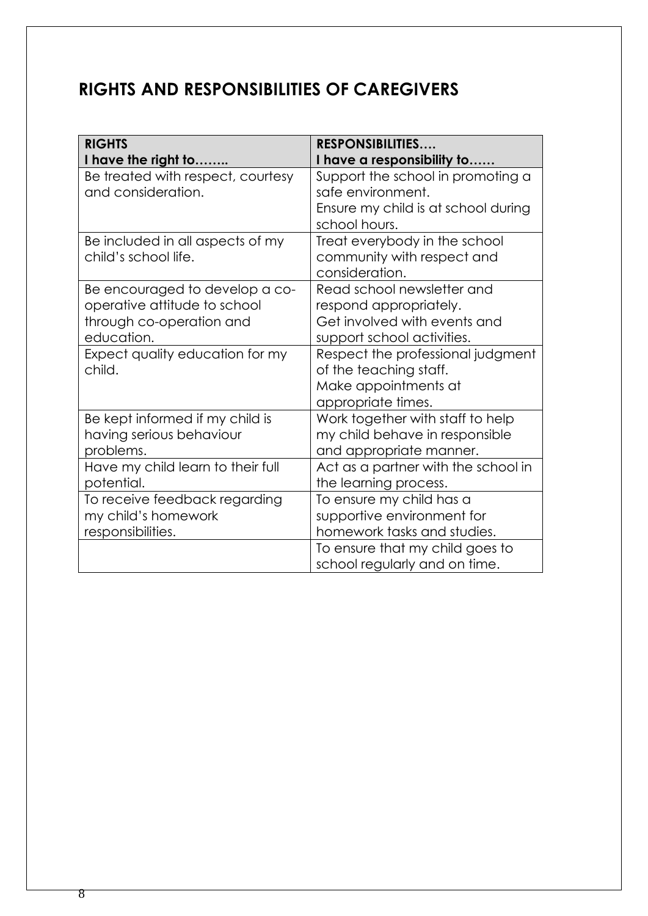## RIGHTS AND RESPONSIBILITIES OF CAREGIVERS

| **RIGHTS**<br>**I have the right to……..** | **RESPONSIBILITIES….**<br>**I have a responsibility to……** |
|---|---|
| Be treated with respect, courtesy and consideration. | Support the school in promoting a safe environment.<br>Ensure my child is at school during school hours. |
| Be included in all aspects of my child's school life. | Treat everybody in the school community with respect and consideration. |
| Be encouraged to develop a co-operative attitude to school through co-operation and education. | Read school newsletter and respond appropriately.<br>Get involved with events and support school activities. |
| Expect quality education for my child. | Respect the professional judgment of the teaching staff.<br>Make appointments at appropriate times. |
| Be kept informed if my child is having serious behaviour problems. | Work together with staff to help my child behave in responsible and appropriate manner. |
| Have my child learn to their full potential. | Act as a partner with the school in the learning process. |
| To receive feedback regarding my child's homework responsibilities. | To ensure my child has a supportive environment for homework tasks and studies. |
| | To ensure that my child goes to school regularly and on time. |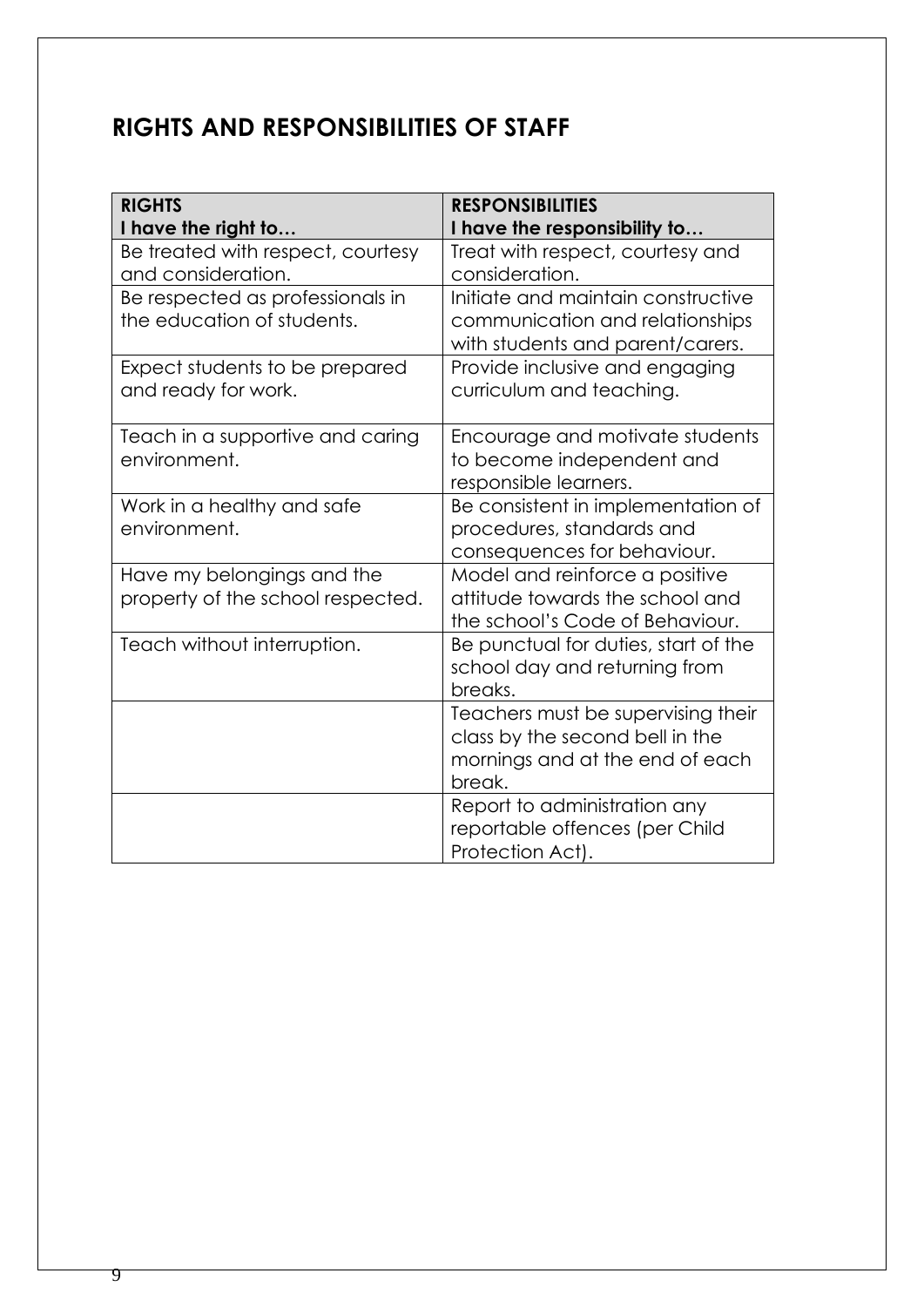## RIGHTS AND RESPONSIBILITIES OF STAFF

| **RIGHTS**<br>**I have the right to…** | **RESPONSIBILITIES**<br>**I have the responsibility to…** |
|---|---|
| Be treated with respect, courtesy and consideration. | Treat with respect, courtesy and consideration. |
| Be respected as professionals in the education of students. | Initiate and maintain constructive communication and relationships with students and parent/carers. |
| Expect students to be prepared and ready for work. | Provide inclusive and engaging curriculum and teaching. |
| Teach in a supportive and caring environment. | Encourage and motivate students to become independent and responsible learners. |
| Work in a healthy and safe environment. | Be consistent in implementation of procedures, standards and consequences for behaviour. |
| Have my belongings and the property of the school respected. | Model and reinforce a positive attitude towards the school and the school's Code of Behaviour. |
| Teach without interruption. | Be punctual for duties, start of the school day and returning from breaks. |
| | Teachers must be supervising their class by the second bell in the mornings and at the end of each break. |
| | Report to administration any reportable offences (per Child Protection Act). |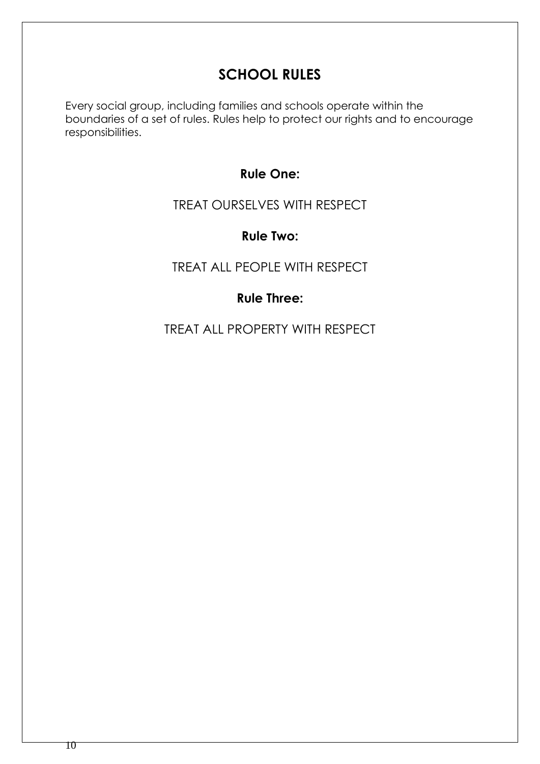# SCHOOL RULES

Every social group, including families and schools operate within the boundaries of a set of rules. Rules help to protect our rights and to encourage responsibilities.

### Rule One:

TREAT OURSELVES WITH RESPECT

### Rule Two:

TREAT ALL PEOPLE WITH RESPECT

### Rule Three:

TREAT ALL PROPERTY WITH RESPECT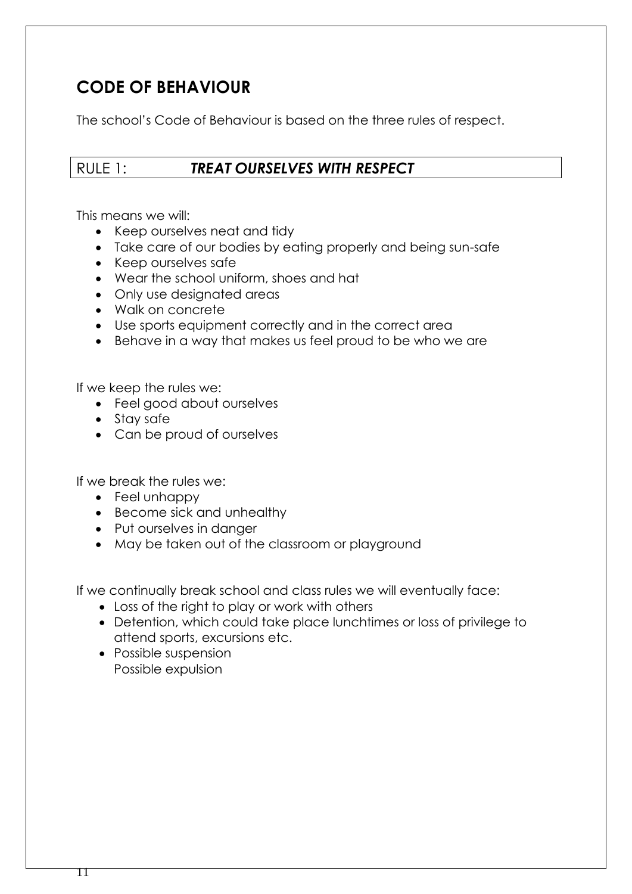## CODE OF BEHAVIOUR

The school's Code of Behaviour is based on the three rules of respect.

### RULE 1: ***TREAT OURSELVES WITH RESPECT***

This means we will:

- Keep ourselves neat and tidy
- Take care of our bodies by eating properly and being sun-safe
- Keep ourselves safe
- Wear the school uniform, shoes and hat
- Only use designated areas
- Walk on concrete
- Use sports equipment correctly and in the correct area
- Behave in a way that makes us feel proud to be who we are

If we keep the rules we:

- Feel good about ourselves
- Stay safe
- Can be proud of ourselves

If we break the rules we:

- Feel unhappy
- Become sick and unhealthy
- Put ourselves in danger
- May be taken out of the classroom or playground

If we continually break school and class rules we will eventually face:

- Loss of the right to play or work with others
- Detention, which could take place lunchtimes or loss of privilege to attend sports, excursions etc.
- Possible suspension
  Possible expulsion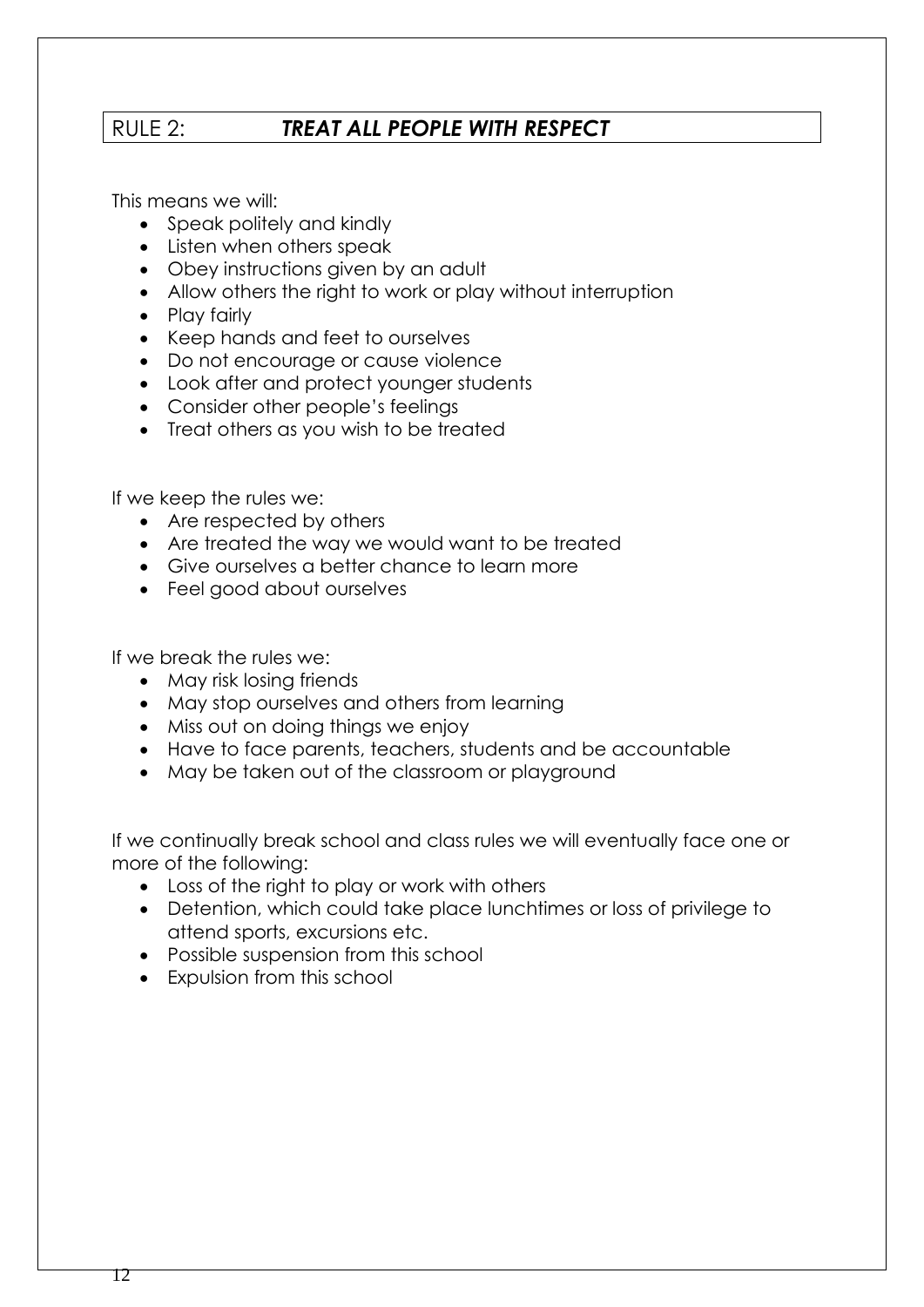## RULE 2: ***TREAT ALL PEOPLE WITH RESPECT***

This means we will:

- Speak politely and kindly
- Listen when others speak
- Obey instructions given by an adult
- Allow others the right to work or play without interruption
- Play fairly
- Keep hands and feet to ourselves
- Do not encourage or cause violence
- Look after and protect younger students
- Consider other people's feelings
- Treat others as you wish to be treated

If we keep the rules we:

- Are respected by others
- Are treated the way we would want to be treated
- Give ourselves a better chance to learn more
- Feel good about ourselves

If we break the rules we:

- May risk losing friends
- May stop ourselves and others from learning
- Miss out on doing things we enjoy
- Have to face parents, teachers, students and be accountable
- May be taken out of the classroom or playground

If we continually break school and class rules we will eventually face one or more of the following:

- Loss of the right to play or work with others
- Detention, which could take place lunchtimes or loss of privilege to attend sports, excursions etc.
- Possible suspension from this school
- Expulsion from this school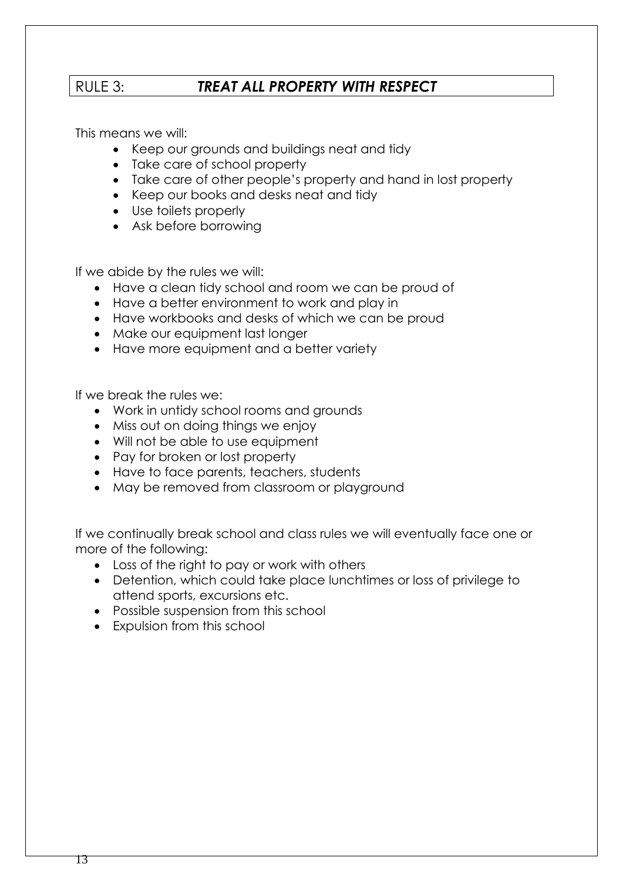## RULE 3: ***TREAT ALL PROPERTY WITH RESPECT***

This means we will:

- Keep our grounds and buildings neat and tidy
- Take care of school property
- Take care of other people's property and hand in lost property
- Keep our books and desks neat and tidy
- Use toilets properly
- Ask before borrowing

If we abide by the rules we will:

- Have a clean tidy school and room we can be proud of
- Have a better environment to work and play in
- Have workbooks and desks of which we can be proud
- Make our equipment last longer
- Have more equipment and a better variety

If we break the rules we:

- Work in untidy school rooms and grounds
- Miss out on doing things we enjoy
- Will not be able to use equipment
- Pay for broken or lost property
- Have to face parents, teachers, students
- May be removed from classroom or playground

If we continually break school and class rules we will eventually face one or more of the following:

- Loss of the right to pay or work with others
- Detention, which could take place lunchtimes or loss of privilege to attend sports, excursions etc.
- Possible suspension from this school
- Expulsion from this school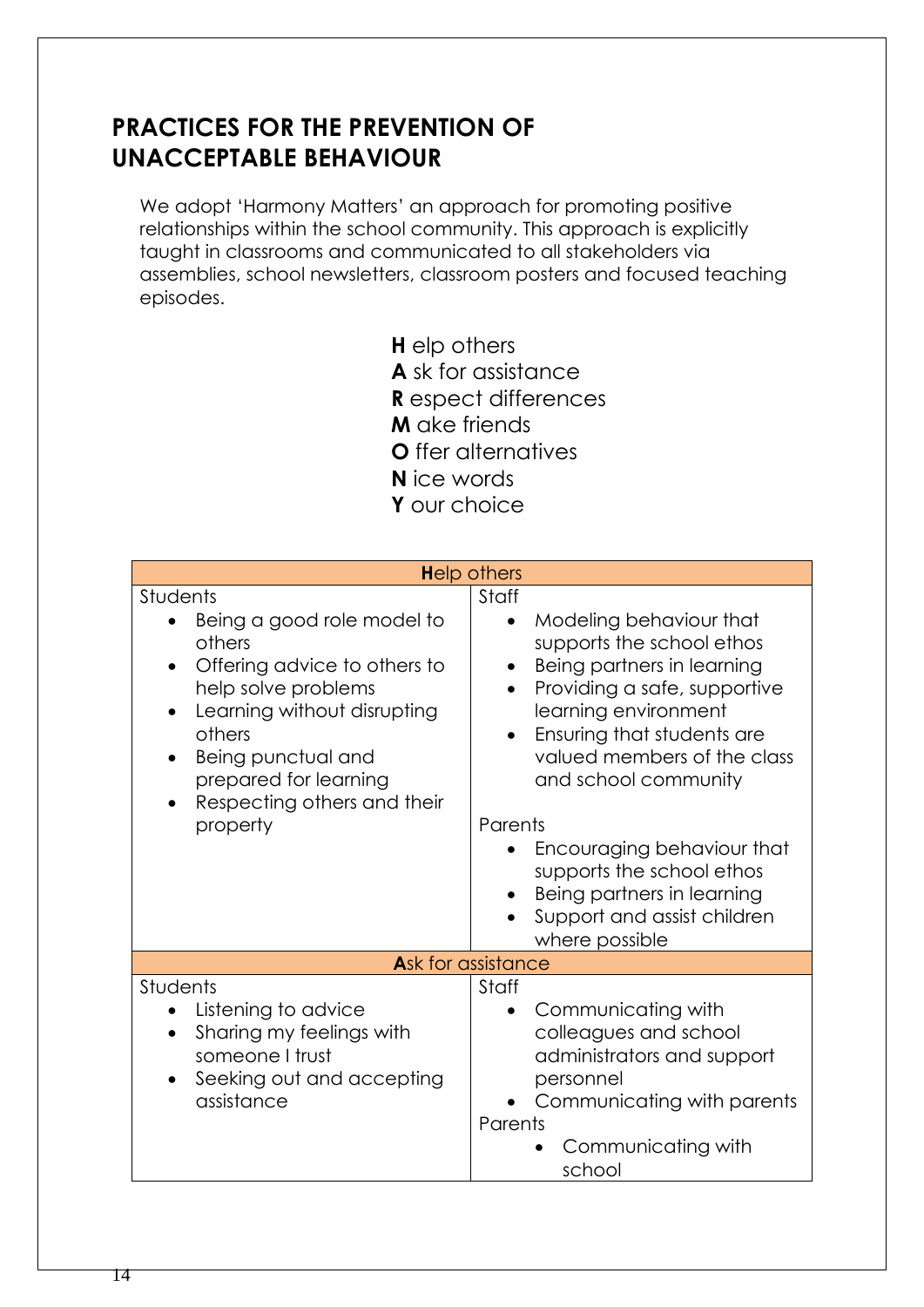## PRACTICES FOR THE PREVENTION OF UNACCEPTABLE BEHAVIOUR

We adopt 'Harmony Matters' an approach for promoting positive relationships within the school community. This approach is explicitly taught in classrooms and communicated to all stakeholders via assemblies, school newsletters, classroom posters and focused teaching episodes.

**H** elp others
**A** sk for assistance
**R** espect differences
**M** ake friends
**O** ffer alternatives
**N** ice words
**Y** our choice

| **H**elp others | |
|---|---|
| Students<br>• Being a good role model to others<br>• Offering advice to others to help solve problems<br>• Learning without disrupting others<br>• Being punctual and prepared for learning<br>• Respecting others and their property | Staff<br>• Modeling behaviour that supports the school ethos<br>• Being partners in learning<br>• Providing a safe, supportive learning environment<br>• Ensuring that students are valued members of the class and school community<br><br>Parents<br>• Encouraging behaviour that supports the school ethos<br>• Being partners in learning<br>• Support and assist children where possible |
| **A**sk for assistance | |
| Students<br>• Listening to advice<br>• Sharing my feelings with someone I trust<br>• Seeking out and accepting assistance | Staff<br>• Communicating with colleagues and school administrators and support personnel<br>• Communicating with parents<br>Parents<br>• Communicating with school |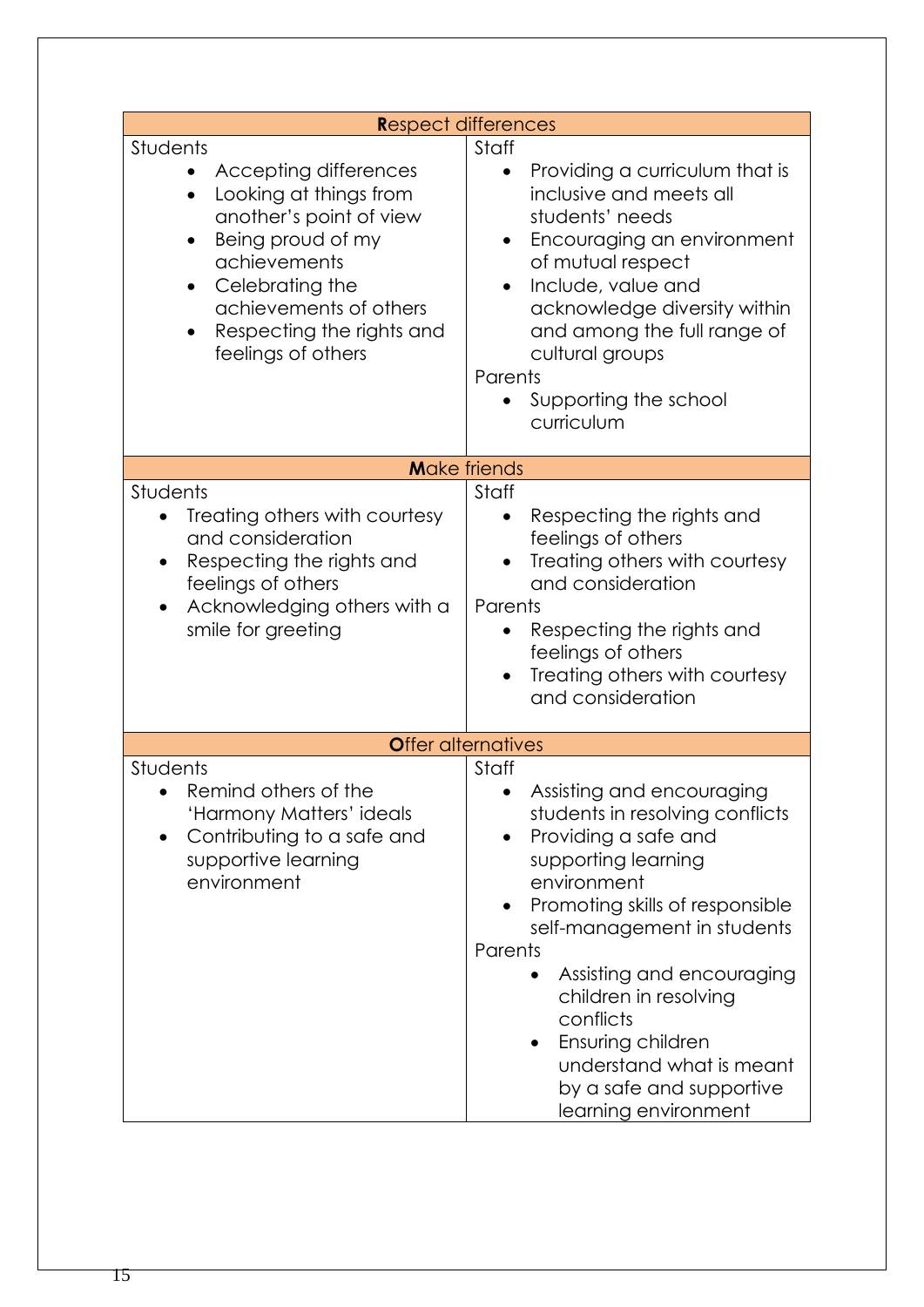| **R**espect differences | |
|---|---|
| Students<br>• Accepting differences<br>• Looking at things from another's point of view<br>• Being proud of my achievements<br>• Celebrating the achievements of others<br>• Respecting the rights and feelings of others | Staff<br>• Providing a curriculum that is inclusive and meets all students' needs<br>• Encouraging an environment of mutual respect<br>• Include, value and acknowledge diversity within and among the full range of cultural groups<br>Parents<br>• Supporting the school curriculum |
| **M**ake friends | |
| Students<br>• Treating others with courtesy and consideration<br>• Respecting the rights and feelings of others<br>• Acknowledging others with a smile for greeting | Staff<br>• Respecting the rights and feelings of others<br>• Treating others with courtesy and consideration<br>Parents<br>• Respecting the rights and feelings of others<br>• Treating others with courtesy and consideration |
| **O**ffer alternatives | |
| Students<br>• Remind others of the 'Harmony Matters' ideals<br>• Contributing to a safe and supportive learning environment | Staff<br>• Assisting and encouraging students in resolving conflicts<br>• Providing a safe and supporting learning environment<br>• Promoting skills of responsible self-management in students<br>Parents<br>• Assisting and encouraging children in resolving conflicts<br>• Ensuring children understand what is meant by a safe and supportive learning environment |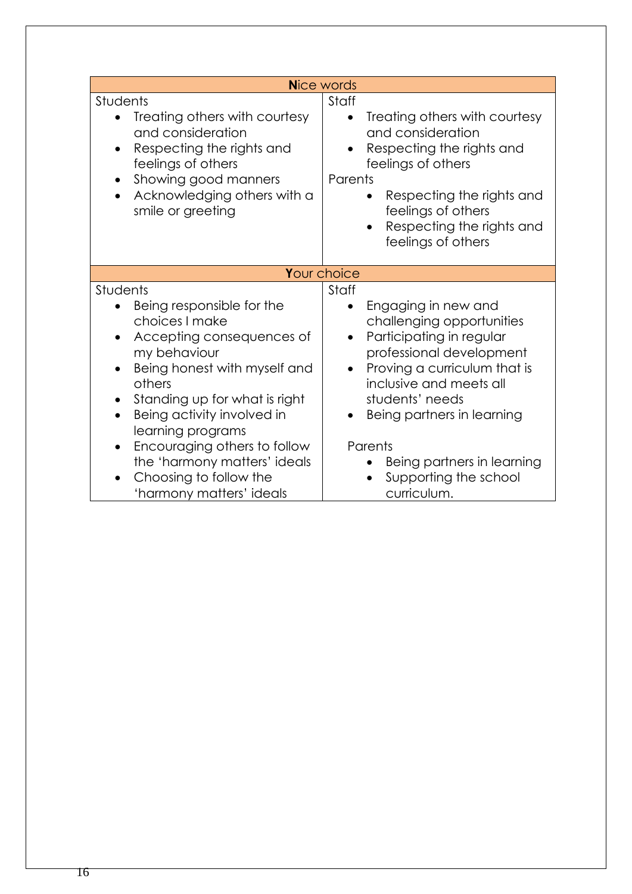| **N**ice words | |
|---|---|
| Students<br>• Treating others with courtesy and consideration<br>• Respecting the rights and feelings of others<br>• Showing good manners<br>• Acknowledging others with a smile or greeting | Staff<br>• Treating others with courtesy and consideration<br>• Respecting the rights and feelings of others<br>Parents<br>• Respecting the rights and feelings of others<br>• Respecting the rights and feelings of others |
| **Y**our choice | |
| Students<br>• Being responsible for the choices I make<br>• Accepting consequences of my behaviour<br>• Being honest with myself and others<br>• Standing up for what is right<br>• Being activity involved in learning programs<br>• Encouraging others to follow the 'harmony matters' ideals<br>• Choosing to follow the 'harmony matters' ideals | Staff<br>• Engaging in new and challenging opportunities<br>• Participating in regular professional development<br>• Proving a curriculum that is inclusive and meets all students' needs<br>• Being partners in learning<br><br>Parents<br>• Being partners in learning<br>• Supporting the school curriculum. |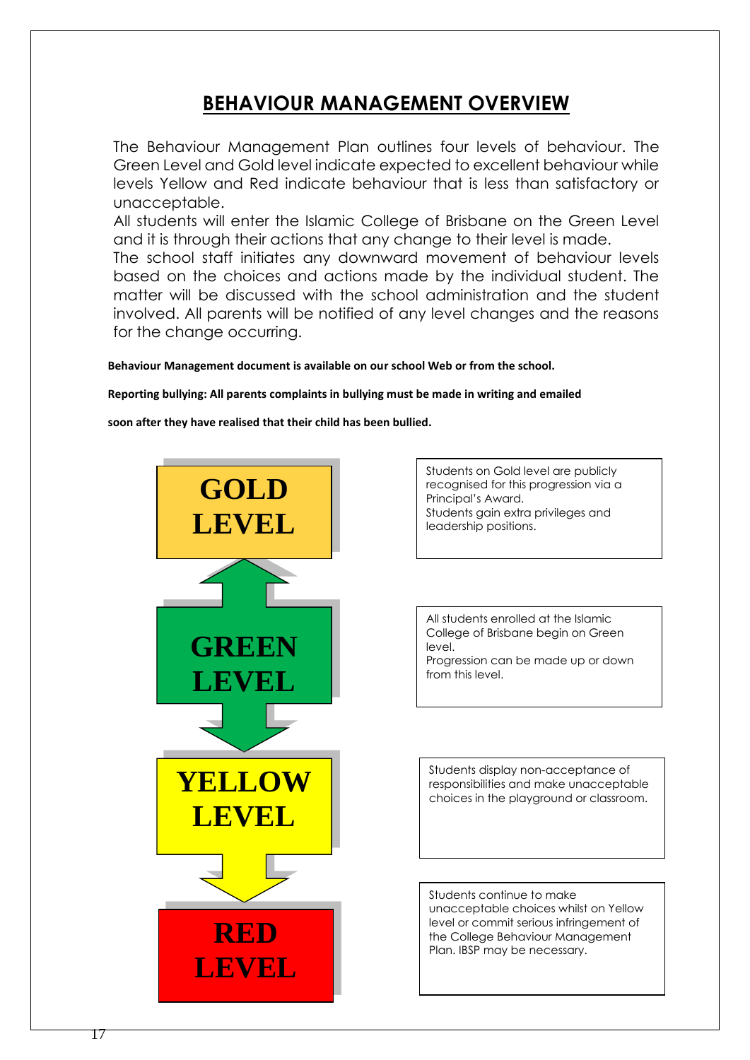# BEHAVIOUR MANAGEMENT OVERVIEW

The Behaviour Management Plan outlines four levels of behaviour. The Green Level and Gold level indicate expected to excellent behaviour while levels Yellow and Red indicate behaviour that is less than satisfactory or unacceptable.

All students will enter the Islamic College of Brisbane on the Green Level and it is through their actions that any change to their level is made.

The school staff initiates any downward movement of behaviour levels based on the choices and actions made by the individual student. The matter will be discussed with the school administration and the student involved. All parents will be notified of any level changes and the reasons for the change occurring.

**Behaviour Management document is available on our school Web or from the school.**

**Reporting bullying: All parents complaints in bullying must be made in writing and emailed soon after they have realised that their child has been bullied.**

| Level | Description |
| --- | --- |
| **GOLD LEVEL** | Students on Gold level are publicly recognised for this progression via a Principal's Award. Students gain extra privileges and leadership positions. |
| **GREEN LEVEL** | All students enrolled at the Islamic College of Brisbane begin on Green level. Progression can be made up or down from this level. |
| **YELLOW LEVEL** | Students display non-acceptance of responsibilities and make unacceptable choices in the playground or classroom. |
| **RED LEVEL** | Students continue to make unacceptable choices whilst on Yellow level or commit serious infringement of the College Behaviour Management Plan. IBSP may be necessary. |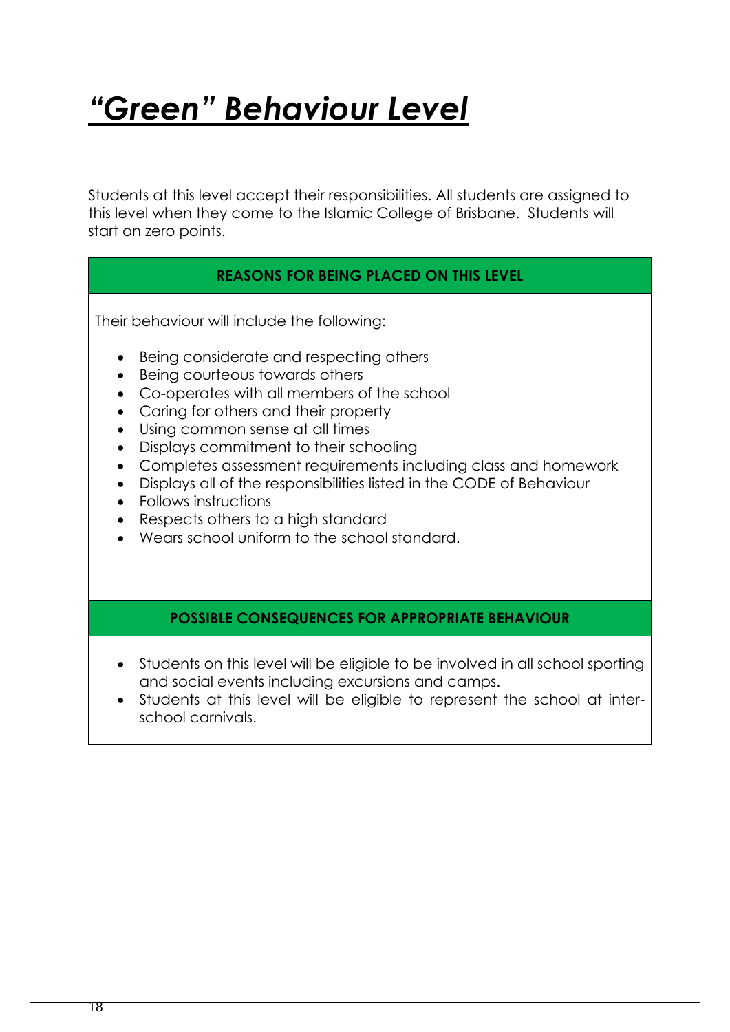# *“Green” Behaviour Level*

Students at this level accept their responsibilities. All students are assigned to this level when they come to the Islamic College of Brisbane. Students will start on zero points.

**REASONS FOR BEING PLACED ON THIS LEVEL**

Their behaviour will include the following:

- Being considerate and respecting others
- Being courteous towards others
- Co-operates with all members of the school
- Caring for others and their property
- Using common sense at all times
- Displays commitment to their schooling
- Completes assessment requirements including class and homework
- Displays all of the responsibilities listed in the CODE of Behaviour
- Follows instructions
- Respects others to a high standard
- Wears school uniform to the school standard.

**POSSIBLE CONSEQUENCES FOR APPROPRIATE BEHAVIOUR**

- Students on this level will be eligible to be involved in all school sporting and social events including excursions and camps.
- Students at this level will be eligible to represent the school at inter-school carnivals.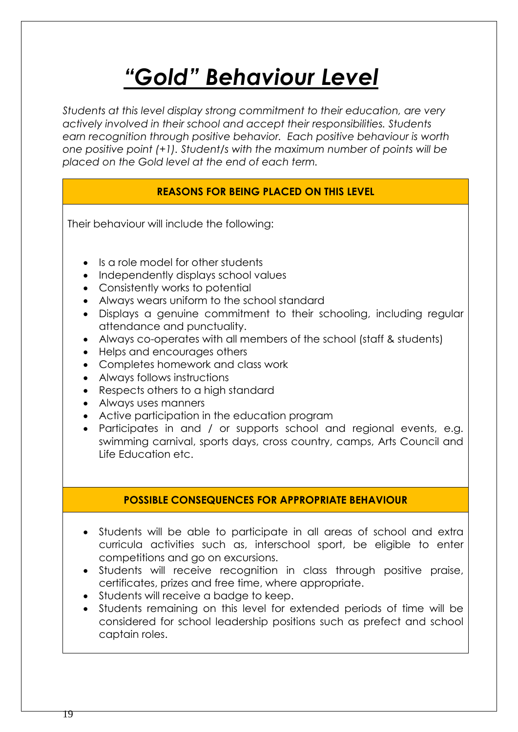# *“Gold” Behaviour Level*

*Students at this level display strong commitment to their education, are very actively involved in their school and accept their responsibilities. Students earn recognition through positive behavior. Each positive behaviour is worth one positive point (+1). Student/s with the maximum number of points will be placed on the Gold level at the end of each term.*

## REASONS FOR BEING PLACED ON THIS LEVEL

Their behaviour will include the following:

- Is a role model for other students
- Independently displays school values
- Consistently works to potential
- Always wears uniform to the school standard
- Displays a genuine commitment to their schooling, including regular attendance and punctuality.
- Always co-operates with all members of the school (staff & students)
- Helps and encourages others
- Completes homework and class work
- Always follows instructions
- Respects others to a high standard
- Always uses manners
- Active participation in the education program
- Participates in and / or supports school and regional events, e.g. swimming carnival, sports days, cross country, camps, Arts Council and Life Education etc.

## POSSIBLE CONSEQUENCES FOR APPROPRIATE BEHAVIOUR

- Students will be able to participate in all areas of school and extra curricula activities such as, interschool sport, be eligible to enter competitions and go on excursions.
- Students will receive recognition in class through positive praise, certificates, prizes and free time, where appropriate.
- Students will receive a badge to keep.
- Students remaining on this level for extended periods of time will be considered for school leadership positions such as prefect and school captain roles.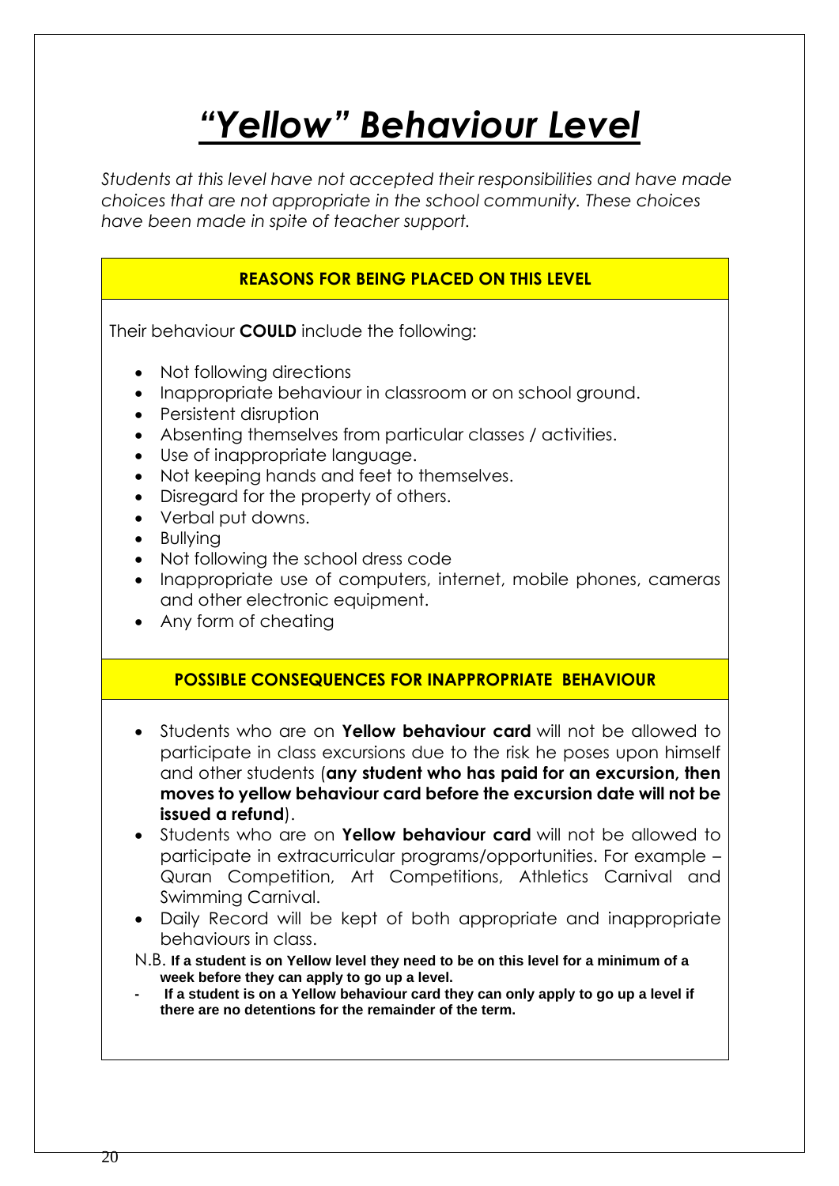# *“Yellow” Behaviour Level*

*Students at this level have not accepted their responsibilities and have made choices that are not appropriate in the school community. These choices have been made in spite of teacher support.*

## REASONS FOR BEING PLACED ON THIS LEVEL

Their behaviour **COULD** include the following:

- Not following directions
- Inappropriate behaviour in classroom or on school ground.
- Persistent disruption
- Absenting themselves from particular classes / activities.
- Use of inappropriate language.
- Not keeping hands and feet to themselves.
- Disregard for the property of others.
- Verbal put downs.
- Bullying
- Not following the school dress code
- Inappropriate use of computers, internet, mobile phones, cameras and other electronic equipment.
- Any form of cheating

## POSSIBLE CONSEQUENCES FOR INAPPROPRIATE BEHAVIOUR

- Students who are on **Yellow behaviour card** will not be allowed to participate in class excursions due to the risk he poses upon himself and other students (**any student who has paid for an excursion, then moves to yellow behaviour card before the excursion date will not be issued a refund**).
- Students who are on **Yellow behaviour card** will not be allowed to participate in extracurricular programs/opportunities. For example – Quran Competition, Art Competitions, Athletics Carnival and Swimming Carnival.
- Daily Record will be kept of both appropriate and inappropriate behaviours in class.

N.B. **If a student is on Yellow level they need to be on this level for a minimum of a week before they can apply to go up a level.**

- **If a student is on a Yellow behaviour card they can only apply to go up a level if there are no detentions for the remainder of the term.**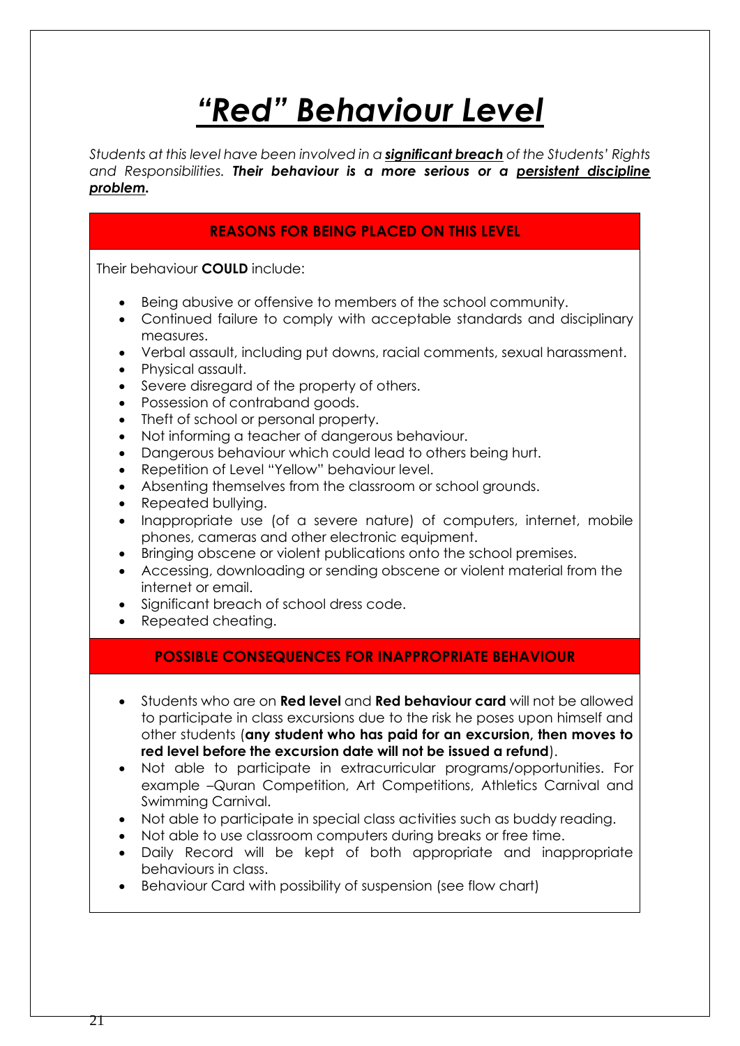# *“Red” Behaviour Level*

*Students at this level have been involved in a **significant breach** of the Students’ Rights and Responsibilities. **Their behaviour is a more serious or a persistent discipline problem.***

## REASONS FOR BEING PLACED ON THIS LEVEL

Their behaviour **COULD** include:

- Being abusive or offensive to members of the school community.
- Continued failure to comply with acceptable standards and disciplinary measures.
- Verbal assault, including put downs, racial comments, sexual harassment.
- Physical assault.
- Severe disregard of the property of others.
- Possession of contraband goods.
- Theft of school or personal property.
- Not informing a teacher of dangerous behaviour.
- Dangerous behaviour which could lead to others being hurt.
- Repetition of Level “Yellow” behaviour level.
- Absenting themselves from the classroom or school grounds.
- Repeated bullying.
- Inappropriate use (of a severe nature) of computers, internet, mobile phones, cameras and other electronic equipment.
- Bringing obscene or violent publications onto the school premises.
- Accessing, downloading or sending obscene or violent material from the internet or email.
- Significant breach of school dress code.
- Repeated cheating.

## POSSIBLE CONSEQUENCES FOR INAPPROPRIATE BEHAVIOUR

- Students who are on **Red level** and **Red behaviour card** will not be allowed to participate in class excursions due to the risk he poses upon himself and other students (**any student who has paid for an excursion, then moves to red level before the excursion date will not be issued a refund**).
- Not able to participate in extracurricular programs/opportunities. For example –Quran Competition, Art Competitions, Athletics Carnival and Swimming Carnival.
- Not able to participate in special class activities such as buddy reading.
- Not able to use classroom computers during breaks or free time.
- Daily Record will be kept of both appropriate and inappropriate behaviours in class.
- Behaviour Card with possibility of suspension (see flow chart)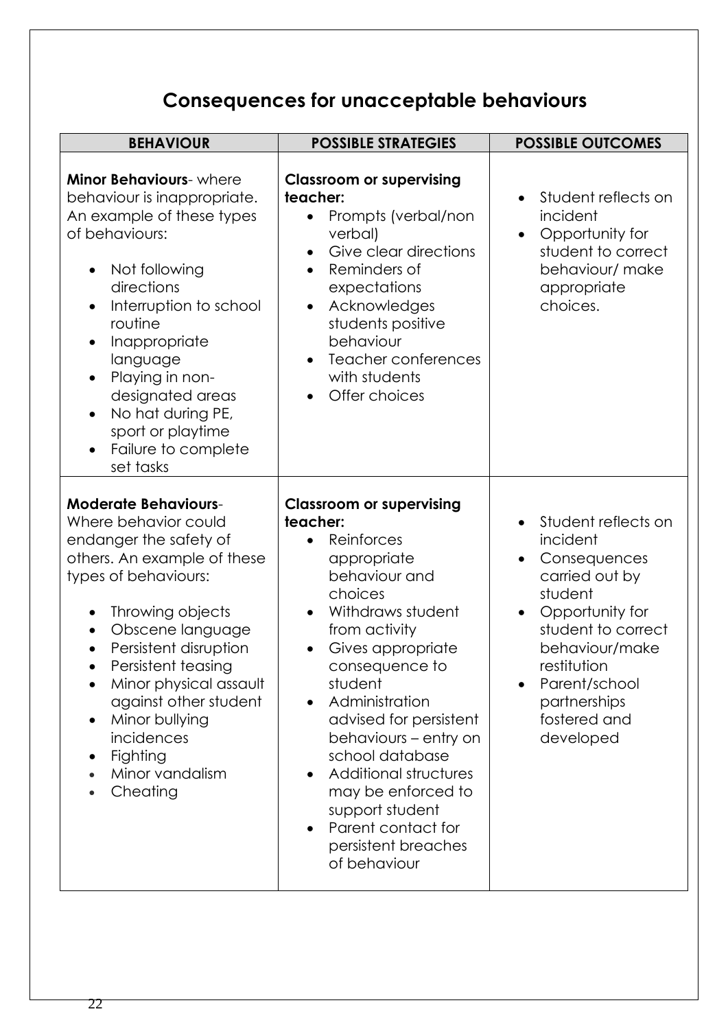## Consequences for unacceptable behaviours

| BEHAVIOUR | POSSIBLE STRATEGIES | POSSIBLE OUTCOMES |
|---|---|---|
| **Minor Behaviours**- where behaviour is inappropriate. An example of these types of behaviours:<br>• Not following directions<br>• Interruption to school routine<br>• Inappropriate language<br>• Playing in non-designated areas<br>• No hat during PE, sport or playtime<br>• Failure to complete set tasks | **Classroom or supervising teacher:**<br>• Prompts (verbal/non verbal)<br>• Give clear directions<br>• Reminders of expectations<br>• Acknowledges students positive behaviour<br>• Teacher conferences with students<br>• Offer choices | • Student reflects on incident<br>• Opportunity for student to correct behaviour/ make appropriate choices. |
| **Moderate Behaviours**- Where behavior could endanger the safety of others. An example of these types of behaviours:<br>• Throwing objects<br>• Obscene language<br>• Persistent disruption<br>• Persistent teasing<br>• Minor physical assault against other student<br>• Minor bullying incidences<br>• Fighting<br>• Minor vandalism<br>• Cheating | **Classroom or supervising teacher:**<br>• Reinforces appropriate behaviour and choices<br>• Withdraws student from activity<br>• Gives appropriate consequence to student<br>• Administration advised for persistent behaviours – entry on school database<br>• Additional structures may be enforced to support student<br>• Parent contact for persistent breaches of behaviour | • Student reflects on incident<br>• Consequences carried out by student<br>• Opportunity for student to correct behaviour/make restitution<br>• Parent/school partnerships fostered and developed |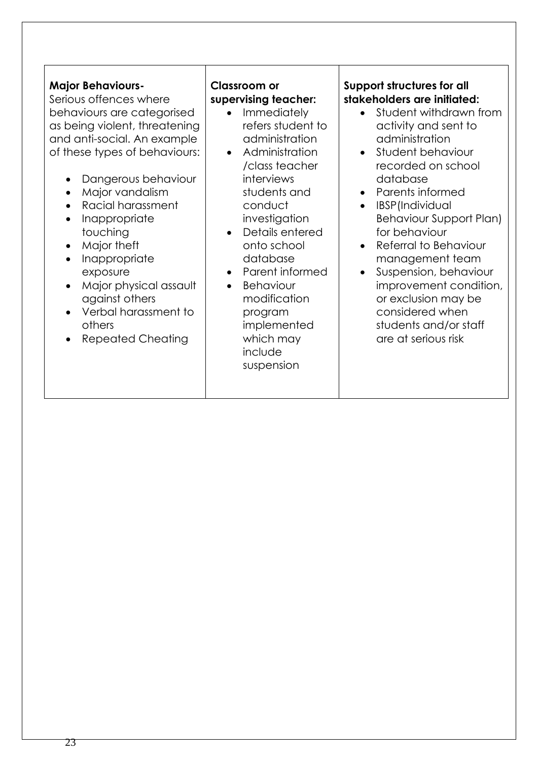| **Major Behaviours-** Serious offences where behaviours are categorised as being violent, threatening and anti-social. An example of these types of behaviours:<br>• Dangerous behaviour<br>• Major vandalism<br>• Racial harassment<br>• Inappropriate touching<br>• Major theft<br>• Inappropriate exposure<br>• Major physical assault against others<br>• Verbal harassment to others<br>• Repeated Cheating | **Classroom or supervising teacher:**<br>• Immediately refers student to administration<br>• Administration /class teacher interviews students and conduct investigation<br>• Details entered onto school database<br>• Parent informed<br>• Behaviour modification program implemented which may include suspension | **Support structures for all stakeholders are initiated:**<br>• Student withdrawn from activity and sent to administration<br>• Student behaviour recorded on school database<br>• Parents informed<br>• IBSP(Individual Behaviour Support Plan) for behaviour<br>• Referral to Behaviour management team<br>• Suspension, behaviour improvement condition, or exclusion may be considered when students and/or staff are at serious risk |
|---|---|---|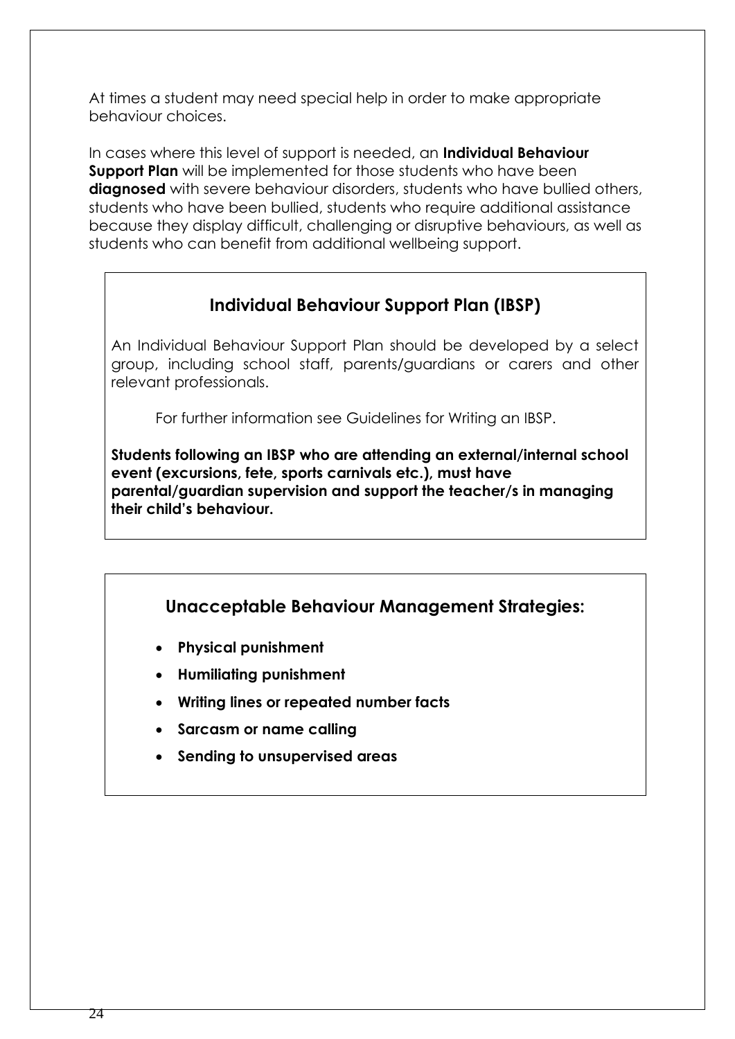At times a student may need special help in order to make appropriate behaviour choices.

In cases where this level of support is needed, an **Individual Behaviour Support Plan** will be implemented for those students who have been **diagnosed** with severe behaviour disorders, students who have bullied others, students who have been bullied, students who require additional assistance because they display difficult, challenging or disruptive behaviours, as well as students who can benefit from additional wellbeing support.

## Individual Behaviour Support Plan (IBSP)

An Individual Behaviour Support Plan should be developed by a select group, including school staff, parents/guardians or carers and other relevant professionals.

For further information see Guidelines for Writing an IBSP.

**Students following an IBSP who are attending an external/internal school event (excursions, fete, sports carnivals etc.), must have parental/guardian supervision and support the teacher/s in managing their child's behaviour.**

## Unacceptable Behaviour Management Strategies:

- **Physical punishment**
- **Humiliating punishment**
- **Writing lines or repeated number facts**
- **Sarcasm or name calling**
- **Sending to unsupervised areas**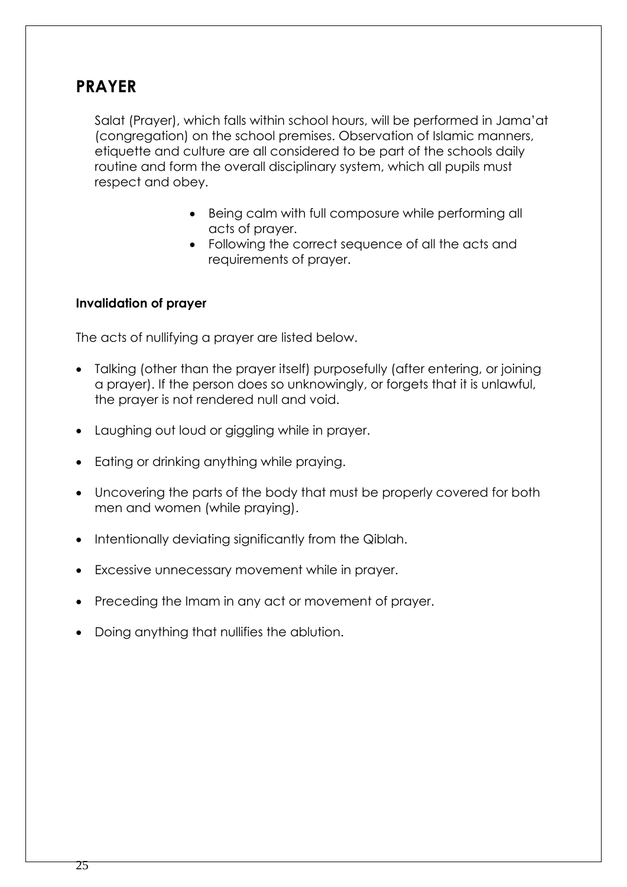## PRAYER

Salat (Prayer), which falls within school hours, will be performed in Jama'at (congregation) on the school premises. Observation of Islamic manners, etiquette and culture are all considered to be part of the schools daily routine and form the overall disciplinary system, which all pupils must respect and obey.

- Being calm with full composure while performing all acts of prayer.
- Following the correct sequence of all the acts and requirements of prayer.

### Invalidation of prayer

The acts of nullifying a prayer are listed below.

- Talking (other than the prayer itself) purposefully (after entering, or joining a prayer). If the person does so unknowingly, or forgets that it is unlawful, the prayer is not rendered null and void.
- Laughing out loud or giggling while in prayer.
- Eating or drinking anything while praying.
- Uncovering the parts of the body that must be properly covered for both men and women (while praying).
- Intentionally deviating significantly from the Qiblah.
- Excessive unnecessary movement while in prayer.
- Preceding the Imam in any act or movement of prayer.
- Doing anything that nullifies the ablution.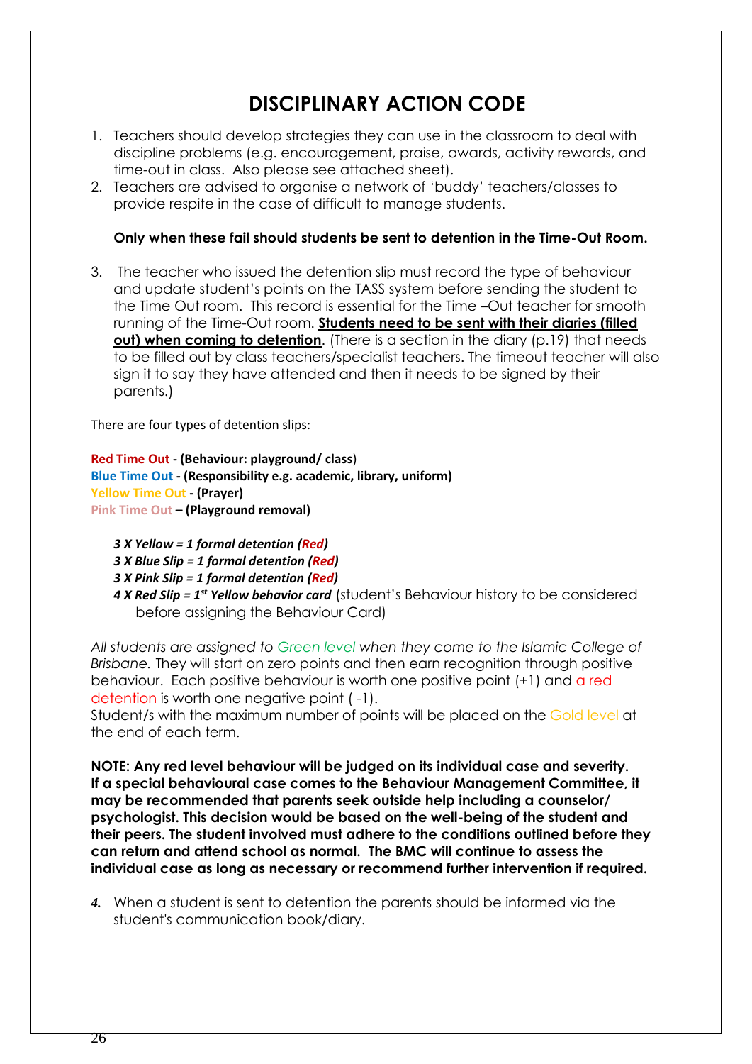# DISCIPLINARY ACTION CODE

1. Teachers should develop strategies they can use in the classroom to deal with discipline problems (e.g. encouragement, praise, awards, activity rewards, and time-out in class. Also please see attached sheet).
2. Teachers are advised to organise a network of 'buddy' teachers/classes to provide respite in the case of difficult to manage students.

**Only when these fail should students be sent to detention in the Time-Out Room.**

3. The teacher who issued the detention slip must record the type of behaviour and update student's points on the TASS system before sending the student to the Time Out room. This record is essential for the Time –Out teacher for smooth running of the Time-Out room. **Students need to be sent with their diaries (filled out) when coming to detention**. (There is a section in the diary (p.19) that needs to be filled out by class teachers/specialist teachers. The timeout teacher will also sign it to say they have attended and then it needs to be signed by their parents.)

There are four types of detention slips:

**Red Time Out - (Behaviour: playground/ class)**
**Blue Time Out - (Responsibility e.g. academic, library, uniform)**
**Yellow Time Out - (Prayer)**
**Pink Time Out – (Playground removal)**

***3 X Yellow = 1 formal detention (Red)***
***3 X Blue Slip = 1 formal detention (Red)***
***3 X Pink Slip = 1 formal detention (Red)***
***4 X Red Slip = 1st Yellow behavior card*** (student's Behaviour history to be considered before assigning the Behaviour Card)

*All students are assigned to Green level when they come to the Islamic College of Brisbane.* They will start on zero points and then earn recognition through positive behaviour. Each positive behaviour is worth one positive point (+1) and a red detention is worth one negative point ( -1).
Student/s with the maximum number of points will be placed on the Gold level at the end of each term.

**NOTE: Any red level behaviour will be judged on its individual case and severity. If a special behavioural case comes to the Behaviour Management Committee, it may be recommended that parents seek outside help including a counselor/ psychologist. This decision would be based on the well-being of the student and their peers. The student involved must adhere to the conditions outlined before they can return and attend school as normal. The BMC will continue to assess the individual case as long as necessary or recommend further intervention if required.**

4. When a student is sent to detention the parents should be informed via the student's communication book/diary.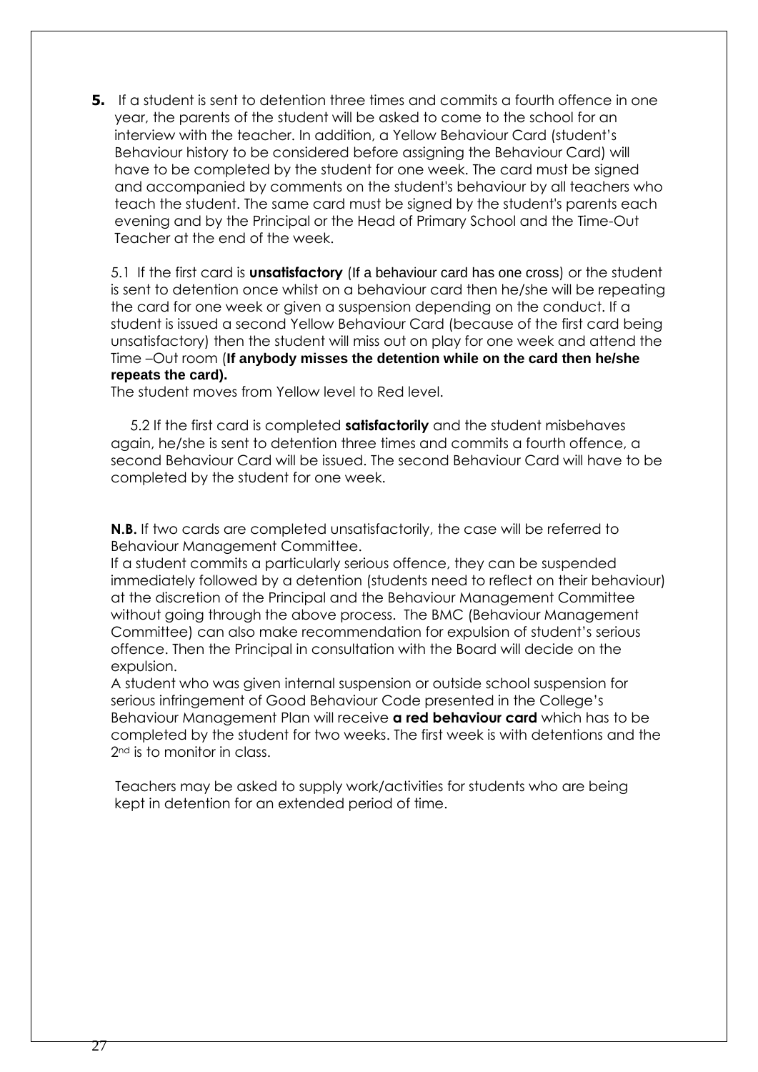**5.** If a student is sent to detention three times and commits a fourth offence in one year, the parents of the student will be asked to come to the school for an interview with the teacher. In addition, a Yellow Behaviour Card (student's Behaviour history to be considered before assigning the Behaviour Card) will have to be completed by the student for one week. The card must be signed and accompanied by comments on the student's behaviour by all teachers who teach the student. The same card must be signed by the student's parents each evening and by the Principal or the Head of Primary School and the Time-Out Teacher at the end of the week.

5.1 If the first card is **unsatisfactory** (If a behaviour card has one cross) or the student is sent to detention once whilst on a behaviour card then he/she will be repeating the card for one week or given a suspension depending on the conduct. If a student is issued a second Yellow Behaviour Card (because of the first card being unsatisfactory) then the student will miss out on play for one week and attend the Time –Out room (**If anybody misses the detention while on the card then he/she repeats the card).**
The student moves from Yellow level to Red level.

5.2 If the first card is completed **satisfactorily** and the student misbehaves again, he/she is sent to detention three times and commits a fourth offence, a second Behaviour Card will be issued. The second Behaviour Card will have to be completed by the student for one week.

**N.B.** If two cards are completed unsatisfactorily, the case will be referred to Behaviour Management Committee.
If a student commits a particularly serious offence, they can be suspended immediately followed by a detention (students need to reflect on their behaviour) at the discretion of the Principal and the Behaviour Management Committee without going through the above process. The BMC (Behaviour Management Committee) can also make recommendation for expulsion of student's serious offence. Then the Principal in consultation with the Board will decide on the expulsion.
A student who was given internal suspension or outside school suspension for serious infringement of Good Behaviour Code presented in the College's Behaviour Management Plan will receive **a red behaviour card** which has to be completed by the student for two weeks. The first week is with detentions and the 2nd is to monitor in class.

Teachers may be asked to supply work/activities for students who are being kept in detention for an extended period of time.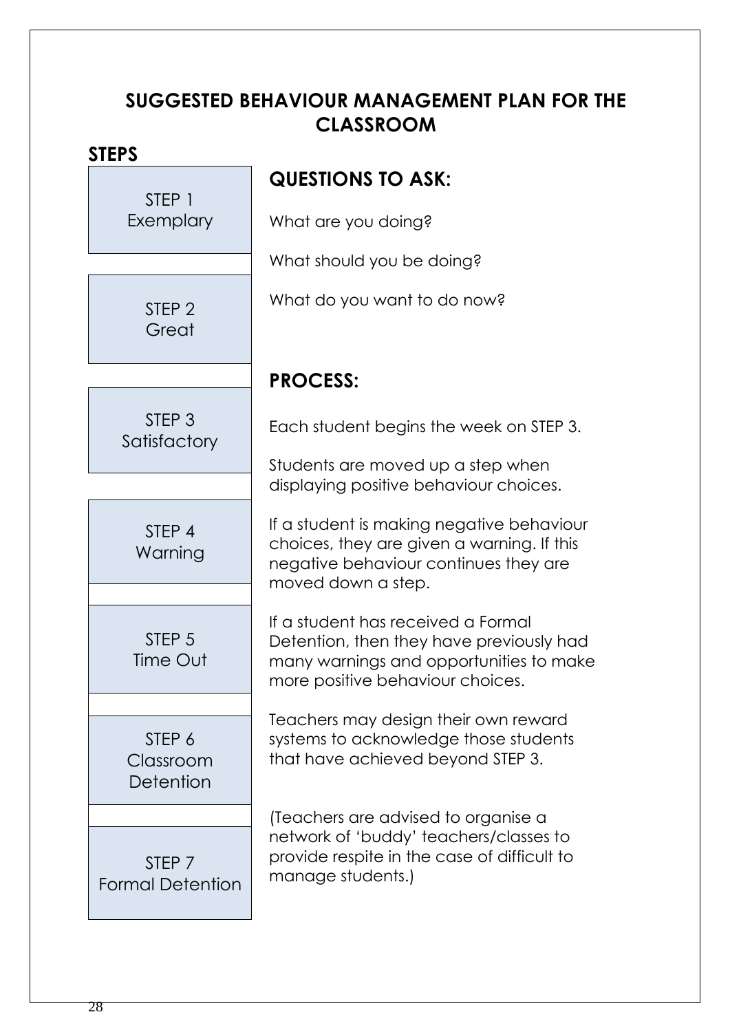## SUGGESTED BEHAVIOUR MANAGEMENT PLAN FOR THE CLASSROOM

### STEPS

- STEP 1 – Exemplary
- STEP 2 – Great
- STEP 3 – Satisfactory
- STEP 4 – Warning
- STEP 5 – Time Out
- STEP 6 – Classroom Detention
- STEP 7 – Formal Detention

### QUESTIONS TO ASK:

What are you doing?

What should you be doing?

What do you want to do now?

### PROCESS:

Each student begins the week on STEP 3.

Students are moved up a step when displaying positive behaviour choices.

If a student is making negative behaviour choices, they are given a warning. If this negative behaviour continues they are moved down a step.

If a student has received a Formal Detention, then they have previously had many warnings and opportunities to make more positive behaviour choices.

Teachers may design their own reward systems to acknowledge those students that have achieved beyond STEP 3.

(Teachers are advised to organise a network of 'buddy' teachers/classes to provide respite in the case of difficult to manage students.)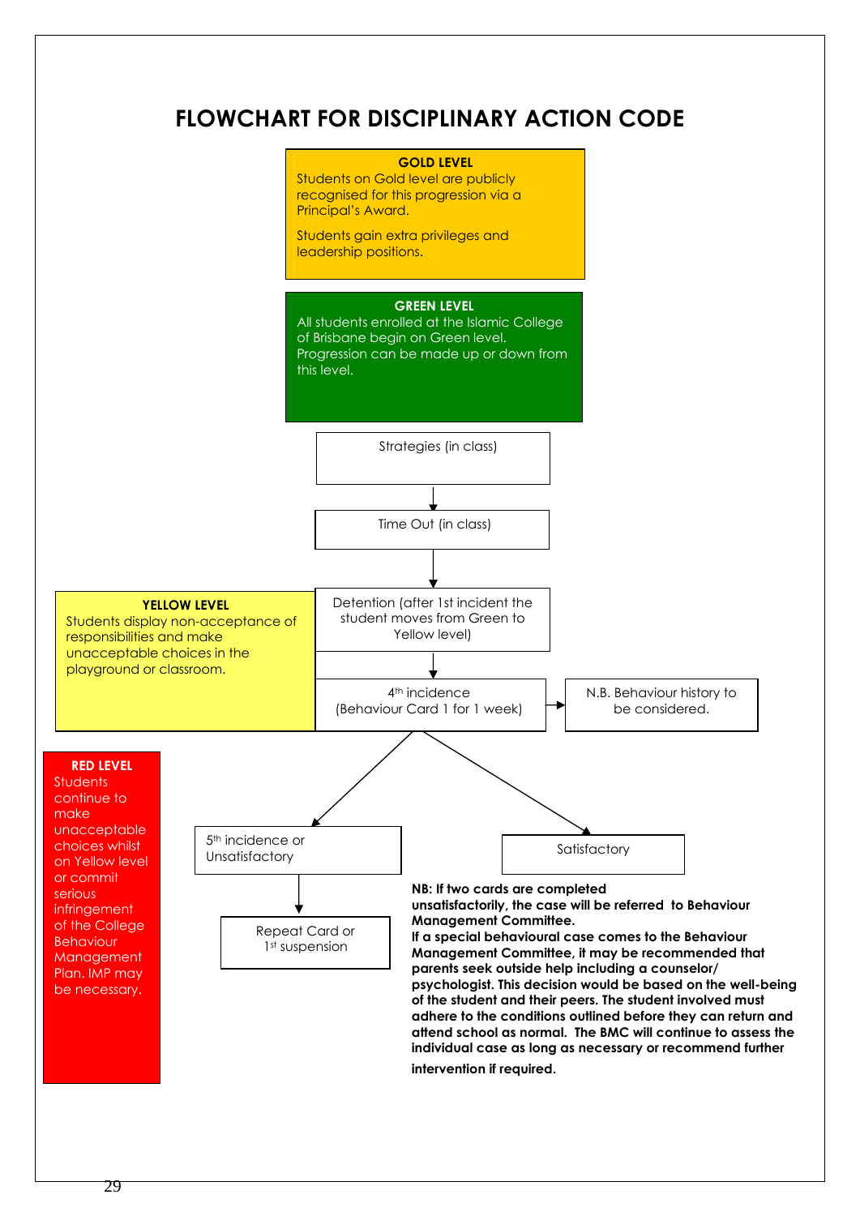# FLOWCHART FOR DISCIPLINARY ACTION CODE

**GOLD LEVEL**

Students on Gold level are publicly recognised for this progression via a Principal's Award.

Students gain extra privileges and leadership positions.

**GREEN LEVEL**

All students enrolled at the Islamic College of Brisbane begin on Green level. Progression can be made up or down from this level.

Strategies (in class)

↓

Time Out (in class)

↓

Detention (after 1st incident the student moves from Green to Yellow level)

↓

4th incidence (Behaviour Card 1 for 1 week) → N.B. Behaviour history to be considered.

**YELLOW LEVEL**

Students display non-acceptance of responsibilities and make unacceptable choices in the playground or classroom.

↙ ↘

5th incidence or Unsatisfactory → Repeat Card or 1st suspension

Satisfactory

**RED LEVEL**

Students continue to make unacceptable choices whilst on Yellow level or commit serious infringement of the College Behaviour Management Plan. IMP may be necessary.

**NB: If two cards are completed unsatisfactorily, the case will be referred to Behaviour Management Committee.**

**If a special behavioural case comes to the Behaviour Management Committee, it may be recommended that parents seek outside help including a counselor/ psychologist. This decision would be based on the well-being of the student and their peers. The student involved must adhere to the conditions outlined before they can return and attend school as normal. The BMC will continue to assess the individual case as long as necessary or recommend further intervention if required.**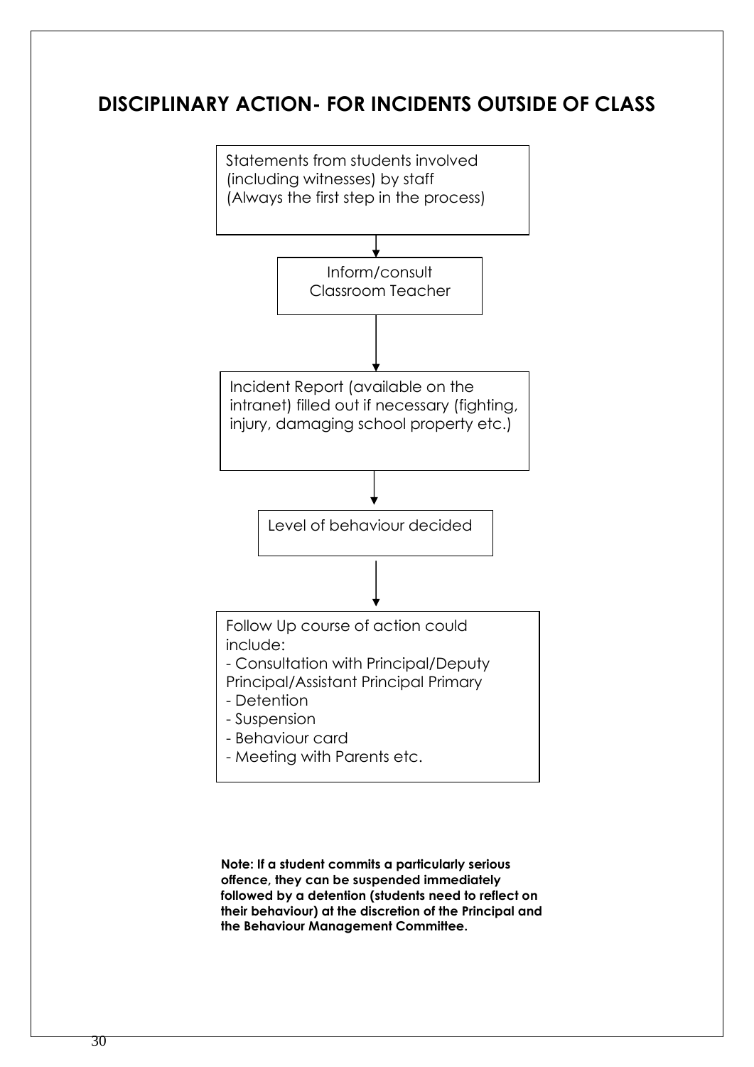## DISCIPLINARY ACTION- FOR INCIDENTS OUTSIDE OF CLASS

Statements from students involved (including witnesses) by staff (Always the first step in the process)

↓

Inform/consult Classroom Teacher

↓

Incident Report (available on the intranet) filled out if necessary (fighting, injury, damaging school property etc.)

↓

Level of behaviour decided

↓

Follow Up course of action could include:

- Consultation with Principal/Deputy Principal/Assistant Principal Primary
- Detention
- Suspension
- Behaviour card
- Meeting with Parents etc.

**Note: If a student commits a particularly serious offence, they can be suspended immediately followed by a detention (students need to reflect on their behaviour) at the discretion of the Principal and the Behaviour Management Committee.**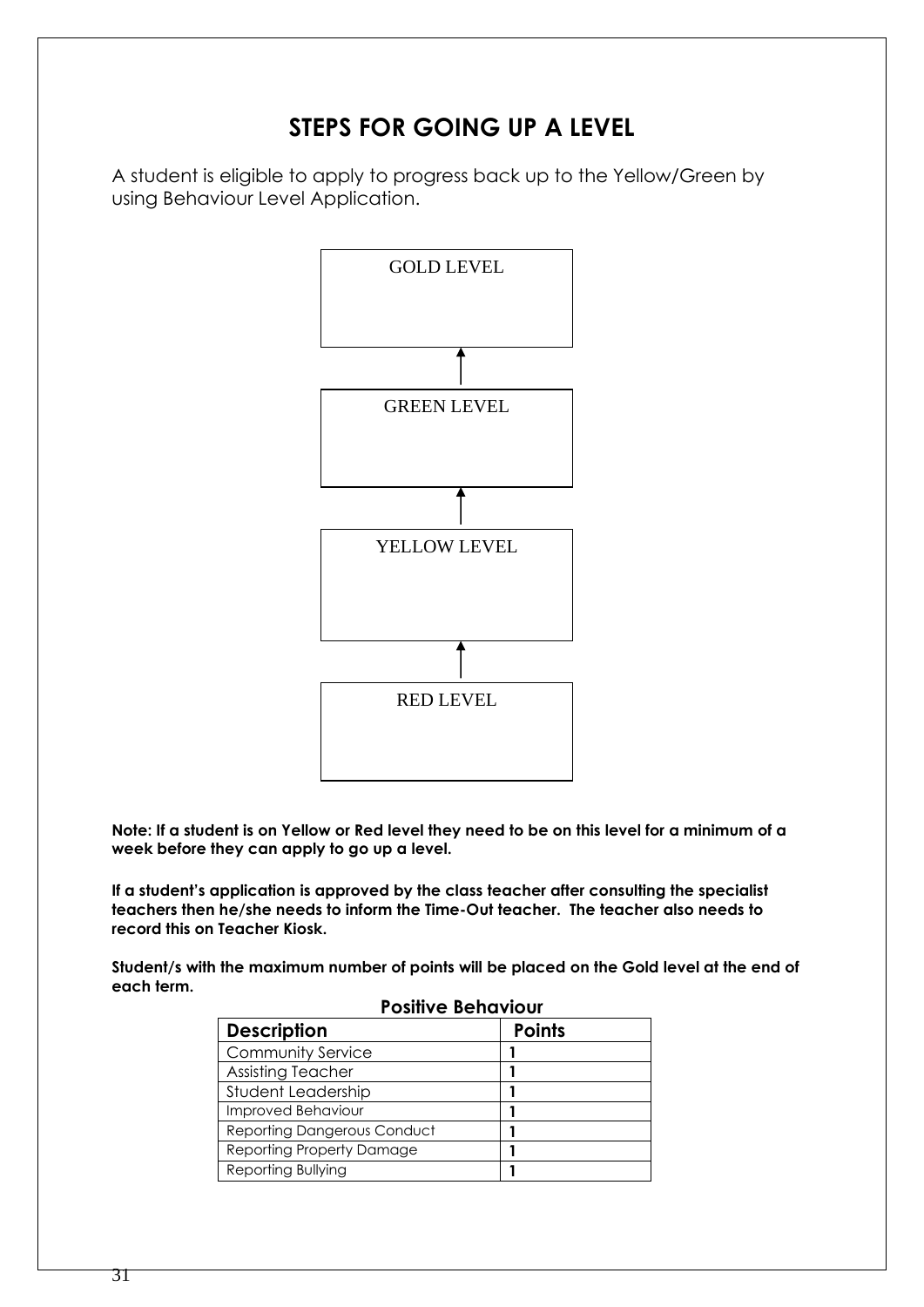# STEPS FOR GOING UP A LEVEL

A student is eligible to apply to progress back up to the Yellow/Green by using Behaviour Level Application.

GOLD LEVEL

↑

GREEN LEVEL

↑

YELLOW LEVEL

↑

RED LEVEL

**Note: If a student is on Yellow or Red level they need to be on this level for a minimum of a week before they can apply to go up a level.**

**If a student's application is approved by the class teacher after consulting the specialist teachers then he/she needs to inform the Time-Out teacher. The teacher also needs to record this on Teacher Kiosk.**

**Student/s with the maximum number of points will be placed on the Gold level at the end of each term.**

**Positive Behaviour**

| Description | Points |
|---|---|
| Community Service | 1 |
| Assisting Teacher | 1 |
| Student Leadership | 1 |
| Improved Behaviour | 1 |
| Reporting Dangerous Conduct | 1 |
| Reporting Property Damage | 1 |
| Reporting Bullying | 1 |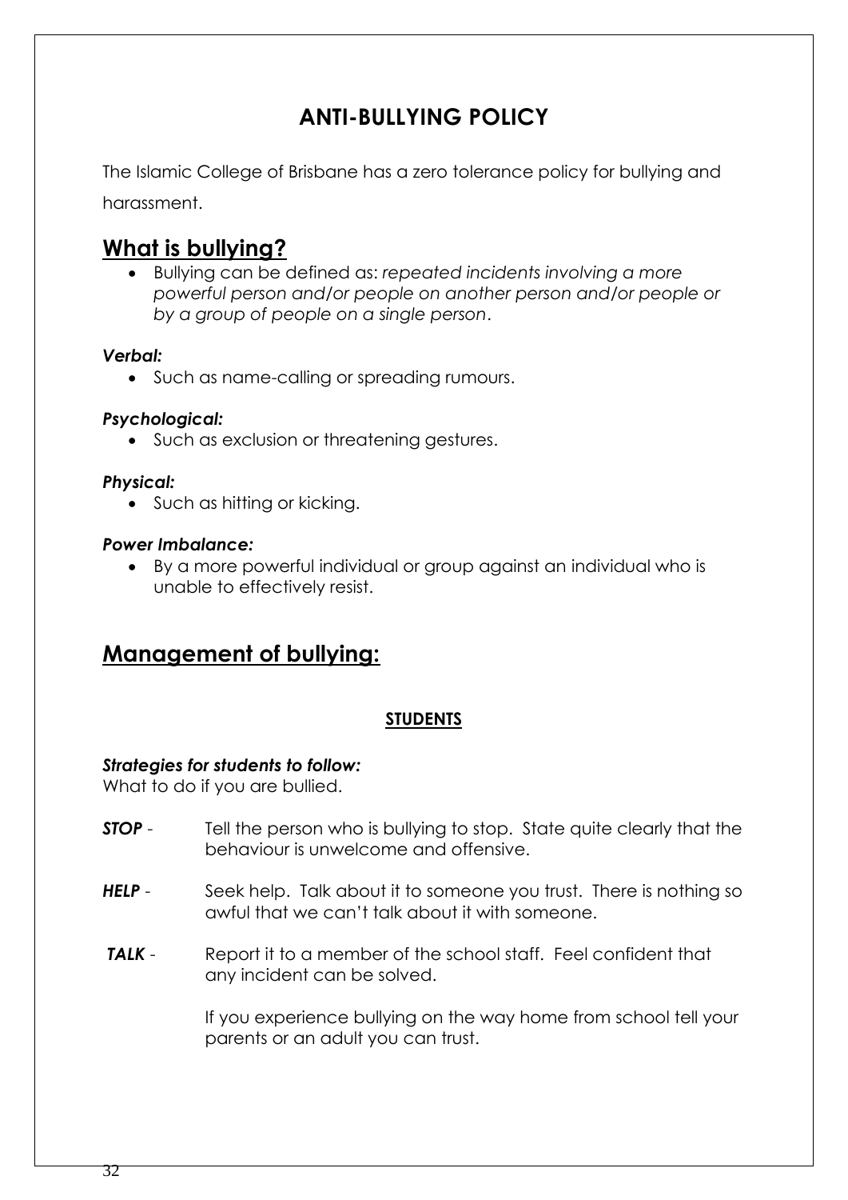# ANTI-BULLYING POLICY

The Islamic College of Brisbane has a zero tolerance policy for bullying and harassment.

## What is bullying?

- Bullying can be defined as: *repeated incidents involving a more powerful person and/or people on another person and/or people or by a group of people on a single person*.

***Verbal:***

- Such as name-calling or spreading rumours.

***Psychological:***

- Such as exclusion or threatening gestures.

***Physical:***

- Such as hitting or kicking.

***Power Imbalance:***

- By a more powerful individual or group against an individual who is unable to effectively resist.

## Management of bullying:

### STUDENTS

***Strategies for students to follow:***
What to do if you are bullied.

***STOP*** - Tell the person who is bullying to stop. State quite clearly that the behaviour is unwelcome and offensive.

***HELP*** - Seek help. Talk about it to someone you trust. There is nothing so awful that we can't talk about it with someone.

***TALK*** - Report it to a member of the school staff. Feel confident that any incident can be solved.

If you experience bullying on the way home from school tell your parents or an adult you can trust.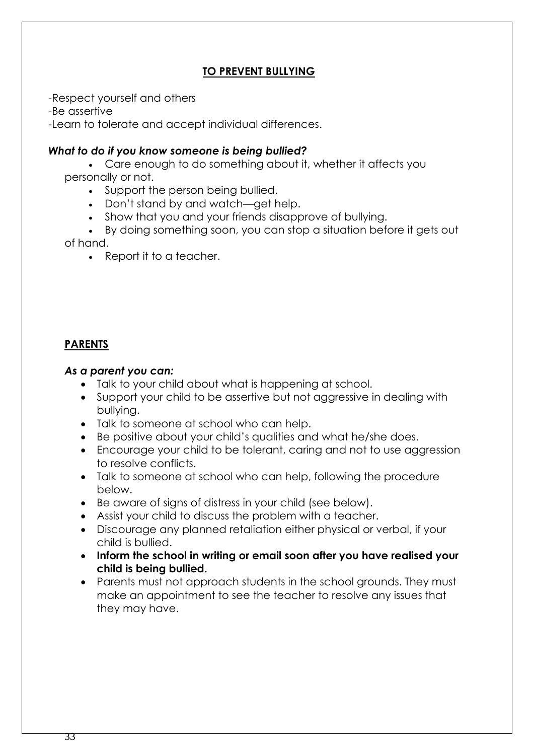## TO PREVENT BULLYING

-Respect yourself and others

-Be assertive

-Learn to tolerate and accept individual differences.

***What to do if you know someone is being bullied?***

- Care enough to do something about it, whether it affects you personally or not.
- Support the person being bullied.
- Don't stand by and watch—get help.
- Show that you and your friends disapprove of bullying.
- By doing something soon, you can stop a situation before it gets out of hand.
- Report it to a teacher.

## PARENTS

***As a parent you can:***

- Talk to your child about what is happening at school.
- Support your child to be assertive but not aggressive in dealing with bullying.
- Talk to someone at school who can help.
- Be positive about your child's qualities and what he/she does.
- Encourage your child to be tolerant, caring and not to use aggression to resolve conflicts.
- Talk to someone at school who can help, following the procedure below.
- Be aware of signs of distress in your child (see below).
- Assist your child to discuss the problem with a teacher.
- Discourage any planned retaliation either physical or verbal, if your child is bullied.
- **Inform the school in writing or email soon after you have realised your child is being bullied.**
- Parents must not approach students in the school grounds. They must make an appointment to see the teacher to resolve any issues that they may have.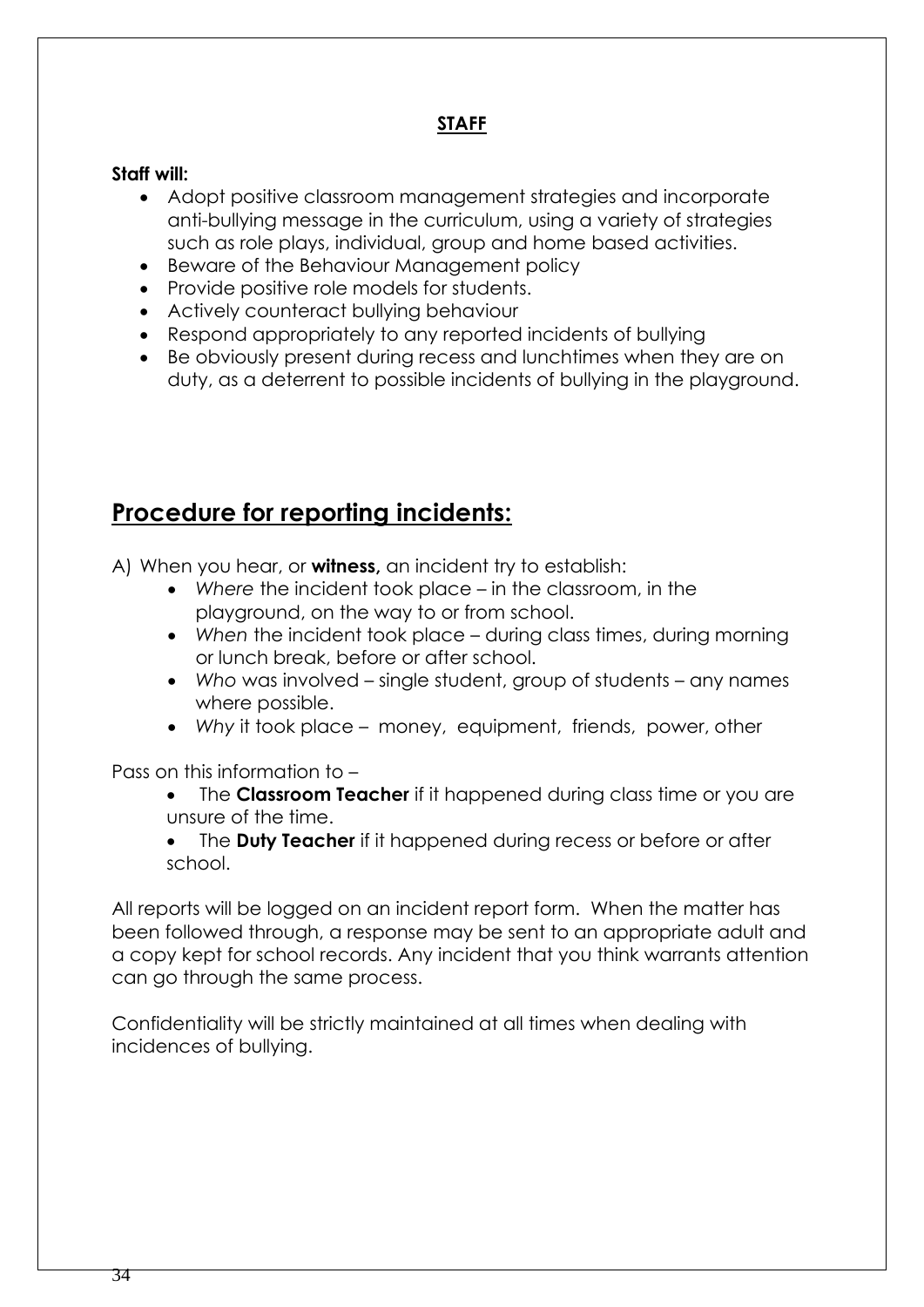## STAFF

**Staff will:**

- Adopt positive classroom management strategies and incorporate anti-bullying message in the curriculum, using a variety of strategies such as role plays, individual, group and home based activities.
- Beware of the Behaviour Management policy
- Provide positive role models for students.
- Actively counteract bullying behaviour
- Respond appropriately to any reported incidents of bullying
- Be obviously present during recess and lunchtimes when they are on duty, as a deterrent to possible incidents of bullying in the playground.

# Procedure for reporting incidents:

A) When you hear, or **witness,** an incident try to establish:

- *Where* the incident took place – in the classroom, in the playground, on the way to or from school.
- *When* the incident took place – during class times, during morning or lunch break, before or after school.
- *Who* was involved – single student, group of students – any names where possible.
- *Why* it took place – money, equipment, friends, power, other

Pass on this information to –

- The **Classroom Teacher** if it happened during class time or you are unsure of the time.
- The **Duty Teacher** if it happened during recess or before or after school.

All reports will be logged on an incident report form. When the matter has been followed through, a response may be sent to an appropriate adult and a copy kept for school records. Any incident that you think warrants attention can go through the same process.

Confidentiality will be strictly maintained at all times when dealing with incidences of bullying.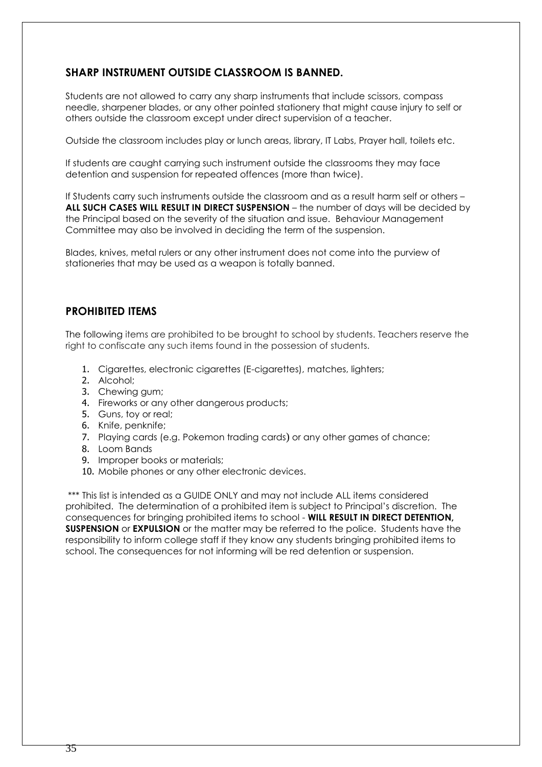## SHARP INSTRUMENT OUTSIDE CLASSROOM IS BANNED.

Students are not allowed to carry any sharp instruments that include scissors, compass needle, sharpener blades, or any other pointed stationery that might cause injury to self or others outside the classroom except under direct supervision of a teacher.

Outside the classroom includes play or lunch areas, library, IT Labs, Prayer hall, toilets etc.

If students are caught carrying such instrument outside the classrooms they may face detention and suspension for repeated offences (more than twice).

If Students carry such instruments outside the classroom and as a result harm self or others – **ALL SUCH CASES WILL RESULT IN DIRECT SUSPENSION** – the number of days will be decided by the Principal based on the severity of the situation and issue. Behaviour Management Committee may also be involved in deciding the term of the suspension.

Blades, knives, metal rulers or any other instrument does not come into the purview of stationeries that may be used as a weapon is totally banned.

## PROHIBITED ITEMS

The following items are prohibited to be brought to school by students. Teachers reserve the right to confiscate any such items found in the possession of students.

1. Cigarettes, electronic cigarettes (E-cigarettes), matches, lighters;
2. Alcohol;
3. Chewing gum;
4. Fireworks or any other dangerous products;
5. Guns, toy or real;
6. Knife, penknife;
7. Playing cards (e.g. Pokemon trading cards) or any other games of chance;
8. Loom Bands
9. Improper books or materials;
10. Mobile phones or any other electronic devices.

*** This list is intended as a GUIDE ONLY and may not include ALL items considered prohibited. The determination of a prohibited item is subject to Principal's discretion. The consequences for bringing prohibited items to school - **WILL RESULT IN DIRECT DETENTION, SUSPENSION** or **EXPULSION** or the matter may be referred to the police. Students have the responsibility to inform college staff if they know any students bringing prohibited items to school. The consequences for not informing will be red detention or suspension.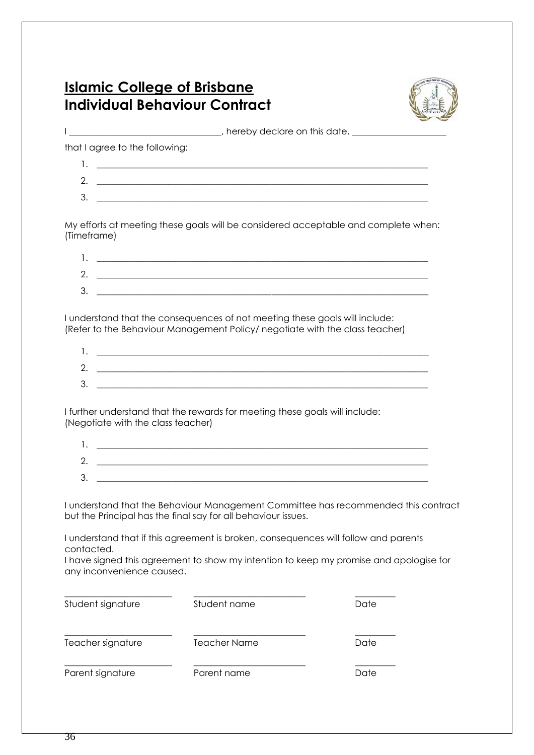# Islamic College of Brisbane
## Individual Behaviour Contract

I ________________________________, hereby declare on this date, ____________________

that I agree to the following:

1. ____________________________________________________________________________
2. ____________________________________________________________________________
3. ____________________________________________________________________________

My efforts at meeting these goals will be considered acceptable and complete when: (Timeframe)

1. ____________________________________________________________________________
2. ____________________________________________________________________________
3. ____________________________________________________________________________

I understand that the consequences of not meeting these goals will include:
(Refer to the Behaviour Management Policy/ negotiate with the class teacher)

1. ____________________________________________________________________________
2. ____________________________________________________________________________
3. ____________________________________________________________________________

I further understand that the rewards for meeting these goals will include:
(Negotiate with the class teacher)

1. ____________________________________________________________________________
2. ____________________________________________________________________________
3. ____________________________________________________________________________

I understand that the Behaviour Management Committee has recommended this contract but the Principal has the final say for all behaviour issues.

I understand that if this agreement is broken, consequences will follow and parents contacted.
I have signed this agreement to show my intention to keep my promise and apologise for any inconvenience caused.

| ______________________ | ______________________ | __________ |
|---|---|---|
| Student signature | Student name | Date |
| ______________________ | ______________________ | __________ |
| Teacher signature | Teacher Name | Date |
| ______________________ | ______________________ | __________ |
| Parent signature | Parent name | Date |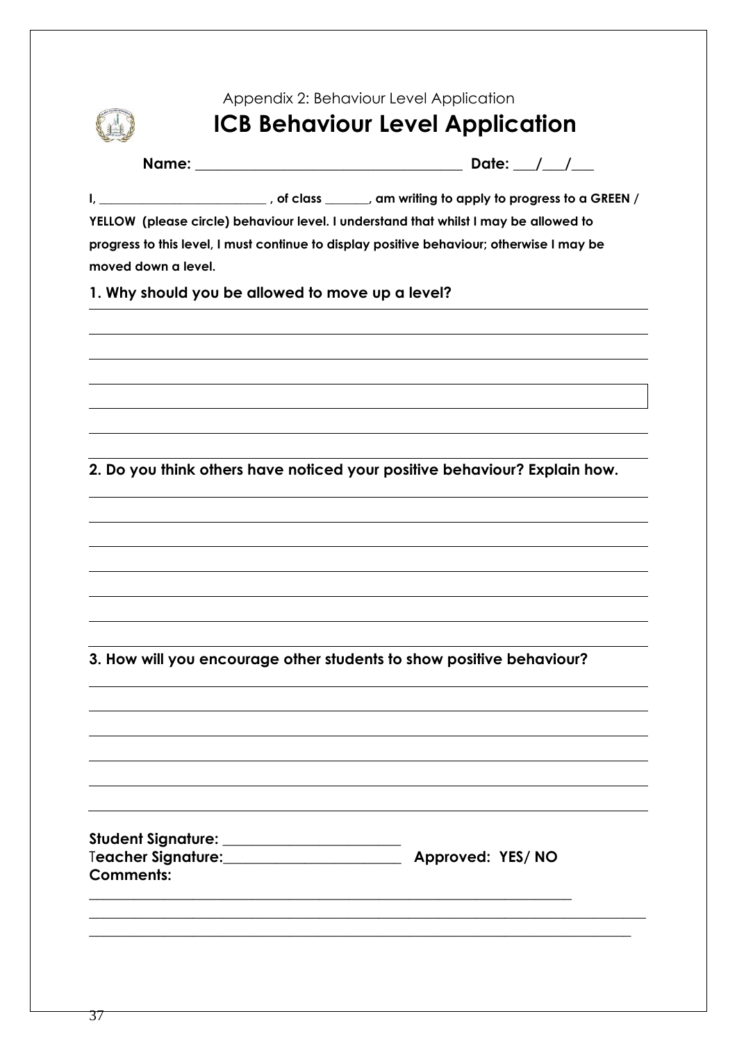Appendix 2: Behaviour Level Application

# ICB Behaviour Level Application

**Name: ___________________________________ Date: ___/___/___**

**I, _________________________ , of class _______, am writing to apply to progress to a GREEN / YELLOW (please circle) behaviour level. I understand that whilst I may be allowed to progress to this level, I must continue to display positive behaviour; otherwise I may be moved down a level.**

**1. Why should you be allowed to move up a level?**

______________________________________________________________________

______________________________________________________________________

______________________________________________________________________

______________________________________________________________________

______________________________________________________________________

______________________________________________________________________

**2. Do you think others have noticed your positive behaviour? Explain how.**

______________________________________________________________________

______________________________________________________________________

______________________________________________________________________

______________________________________________________________________

______________________________________________________________________

______________________________________________________________________

**3. How will you encourage other students to show positive behaviour?**

______________________________________________________________________

______________________________________________________________________

______________________________________________________________________

______________________________________________________________________

______________________________________________________________________

______________________________________________________________________

**Student Signature: ________________________**

**Teacher Signature:________________________ Approved: YES/ NO**

**Comments:**

_________________________________________________________________

______________________________________________________________________

______________________________________________________________________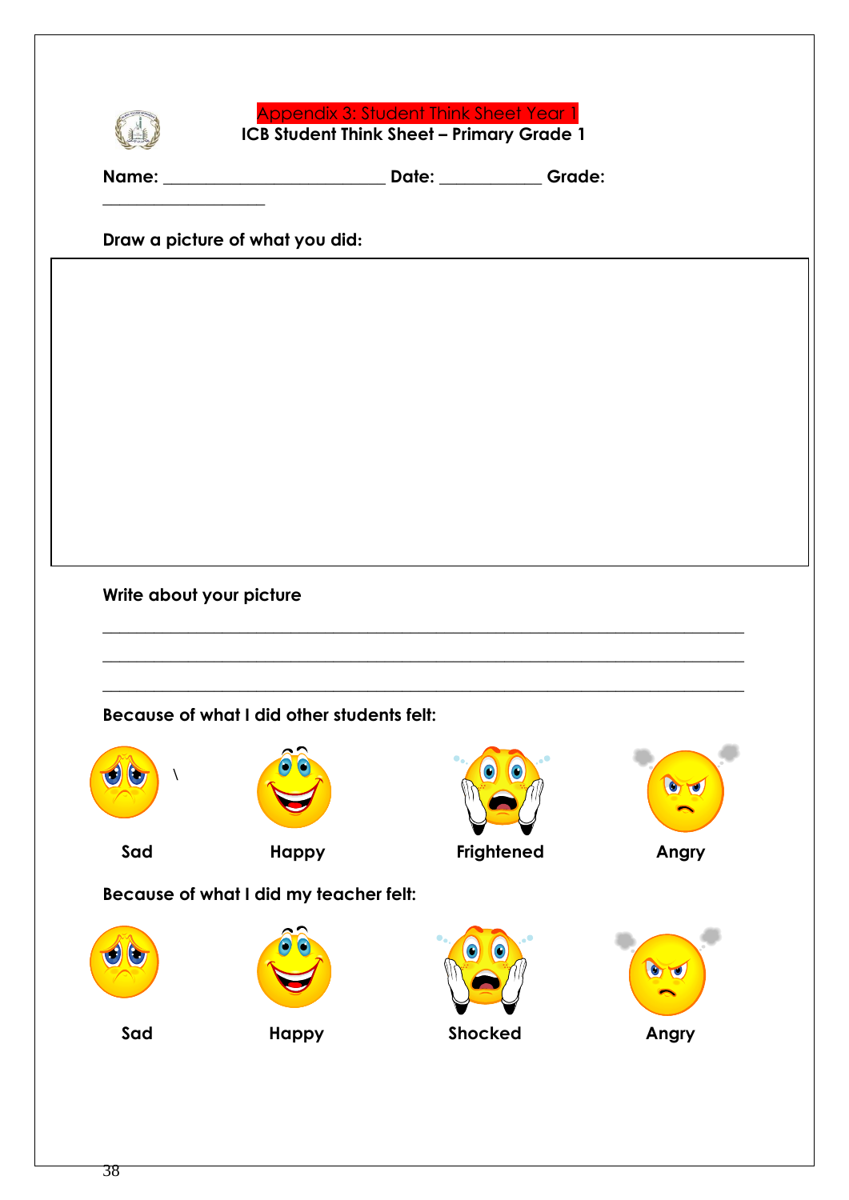Appendix 3: Student Think Sheet Year 1

**ICB Student Think Sheet – Primary Grade 1**

**Name:** ________________________ **Date:** ___________ **Grade:** __________________

**Draw a picture of what you did:**

**Write about your picture**

______________________________________________________________________

______________________________________________________________________

______________________________________________________________________

**Because of what I did other students felt:**

**Sad** **Happy** **Frightened** **Angry**

**Because of what I did my teacher felt:**

**Sad** **Happy** **Shocked** **Angry**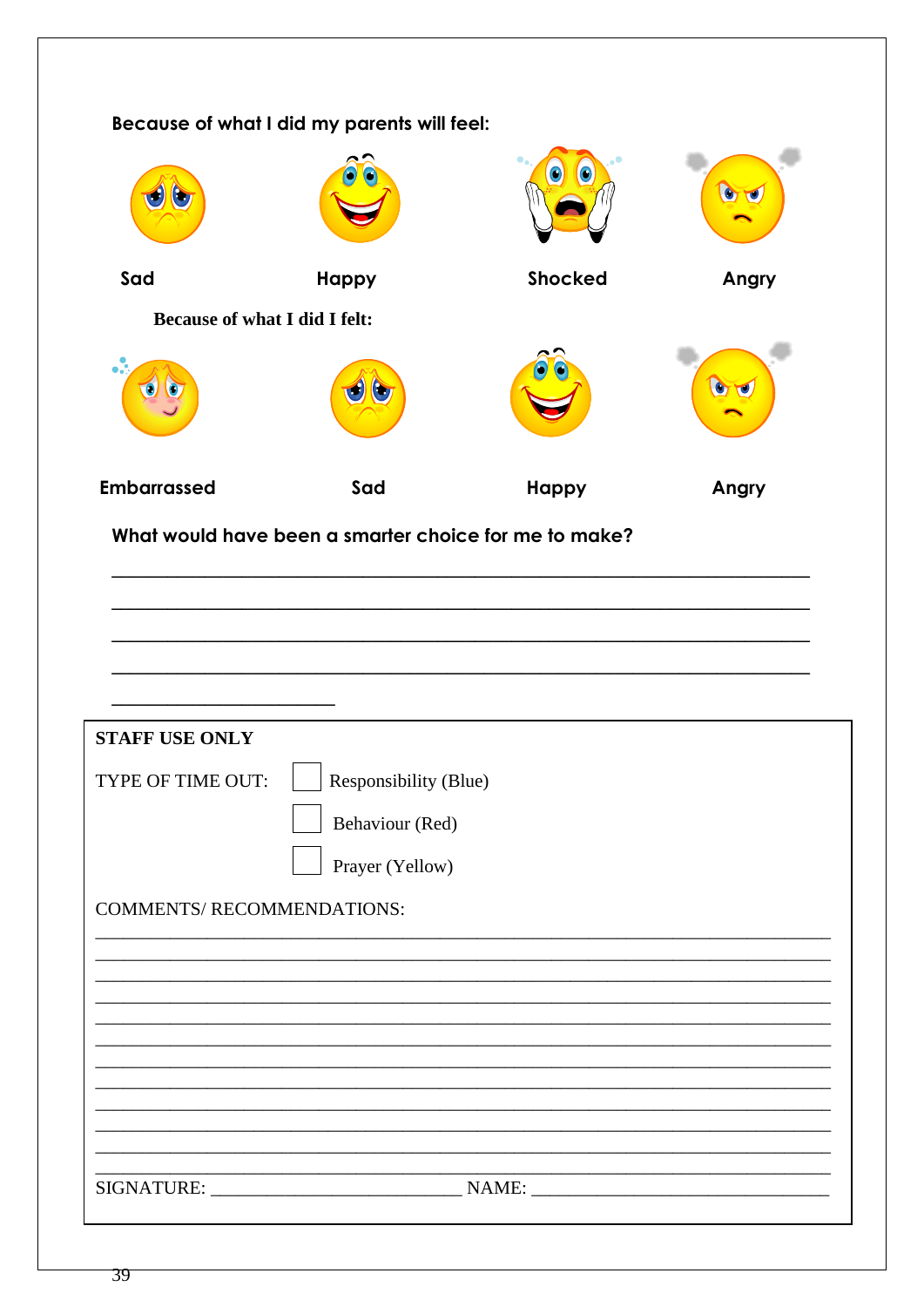**Because of what I did my parents will feel:**

Sad Happy Shocked Angry

**Because of what I did I felt:**

Embarrassed Sad Happy Angry

**What would have been a smarter choice for me to make?**

______________________________________________________________________

______________________________________________________________________

______________________________________________________________________

______________________________________________________________________

______________________

**STAFF USE ONLY**

TYPE OF TIME OUT:

- ☐ Responsibility (Blue)
- ☐ Behaviour (Red)
- ☐ Prayer (Yellow)

COMMENTS/ RECOMMENDATIONS:

______________________________________________________________________

______________________________________________________________________

______________________________________________________________________

______________________________________________________________________

______________________________________________________________________

______________________________________________________________________

______________________________________________________________________

______________________________________________________________________

______________________________________________________________________

______________________________________________________________________

______________________________________________________________________

SIGNATURE: ___________________________ NAME: _________________________________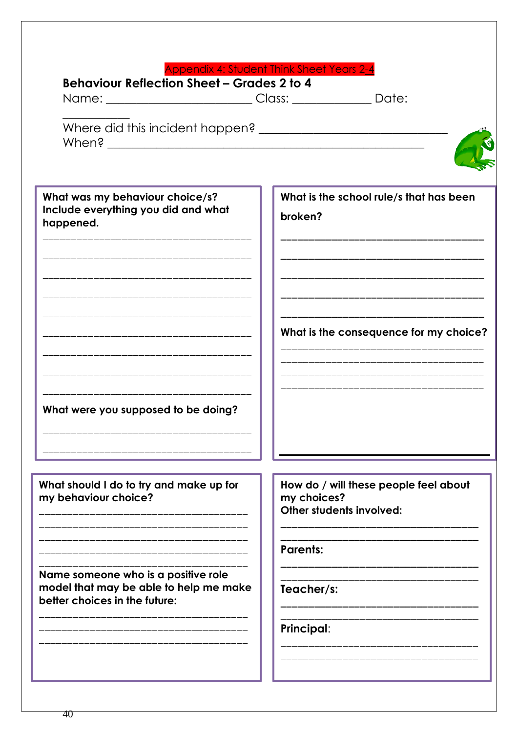Appendix 4: Student Think Sheet Years 2-4

## Behaviour Reflection Sheet – Grades 2 to 4

Name: ______________________ Class: ____________ Date: ___________

Where did this incident happen? ______________________________

When? ________________________________________________

**What was my behaviour choice/s? Include everything you did and what happened.**

___________________________________
___________________________________
___________________________________
___________________________________
___________________________________
___________________________________
___________________________________
___________________________________
___________________________________

**What were you supposed to be doing?**

___________________________________
___________________________________

**What is the school rule/s that has been broken?**

___________________________________
___________________________________
___________________________________
___________________________________
___________________________________

**What is the consequence for my choice?**

___________________________________
___________________________________
___________________________________
___________________________________

**What should I do to try and make up for my behaviour choice?**

___________________________________
___________________________________
___________________________________
___________________________________
___________________________________

**Name someone who is a positive role model that may be able to help me make better choices in the future:**

___________________________________
___________________________________
___________________________________

**How do / will these people feel about my choices?**

**Other students involved:**

___________________________________
___________________________________

**Parents:**

___________________________________
___________________________________

**Teacher/s:**

___________________________________
___________________________________

**Principal:**

___________________________________
___________________________________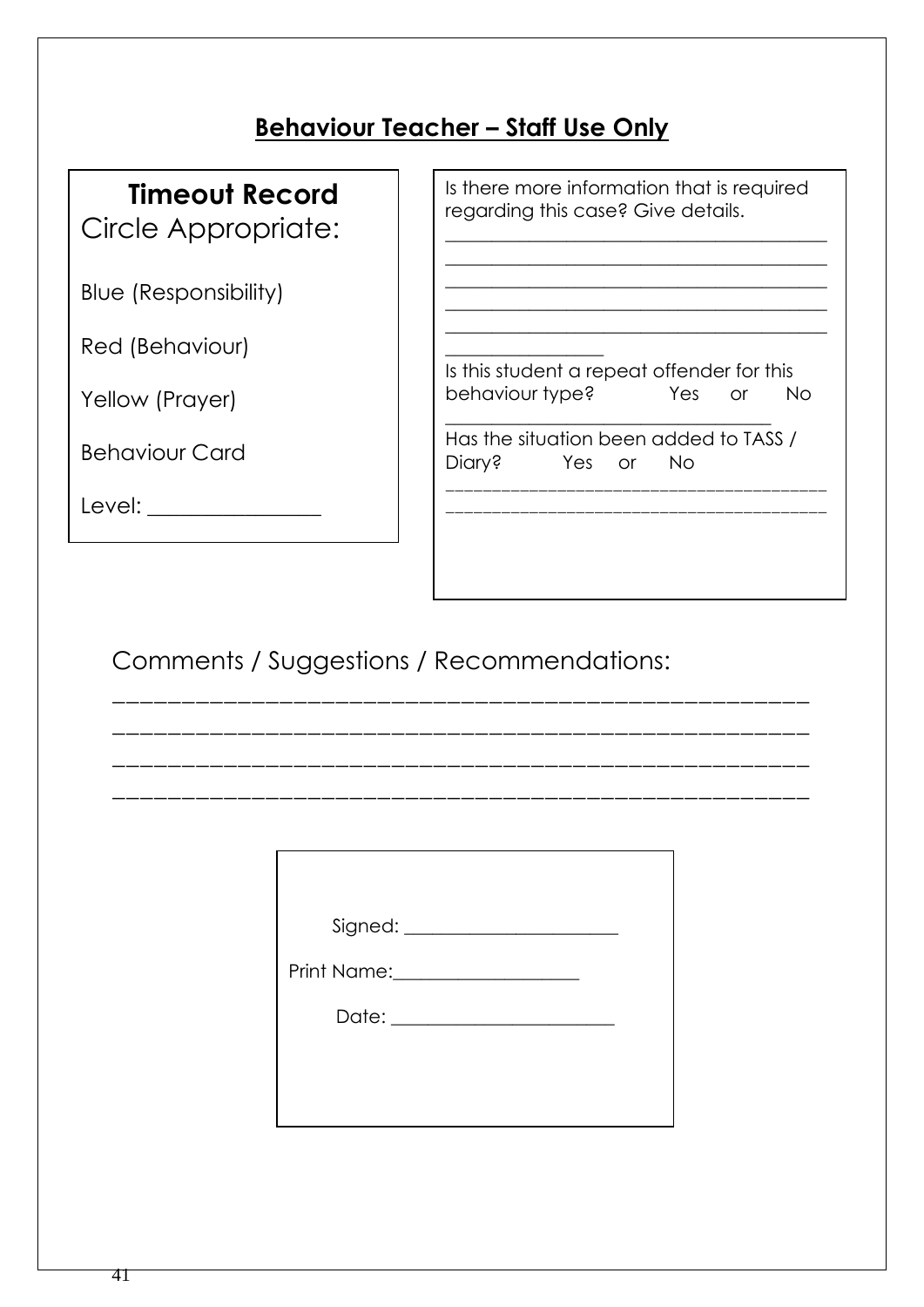## Behaviour Teacher – Staff Use Only

**Timeout Record**

Circle Appropriate:

Blue (Responsibility)

Red (Behaviour)

Yellow (Prayer)

Behaviour Card

Level: ________________

Is there more information that is required regarding this case? Give details.

________________________________________
________________________________________
________________________________________
________________________________________
________________________________________
________________

Is this student a repeat offender for this behaviour type? Yes or No

__________________________________

Has the situation been added to TASS / Diary? Yes or No

________________________________________
________________________________________

Comments / Suggestions / Recommendations:

____________________________________________________
____________________________________________________
____________________________________________________
____________________________________________________

Signed: ______________________

Print Name: ____________________

Date: _______________________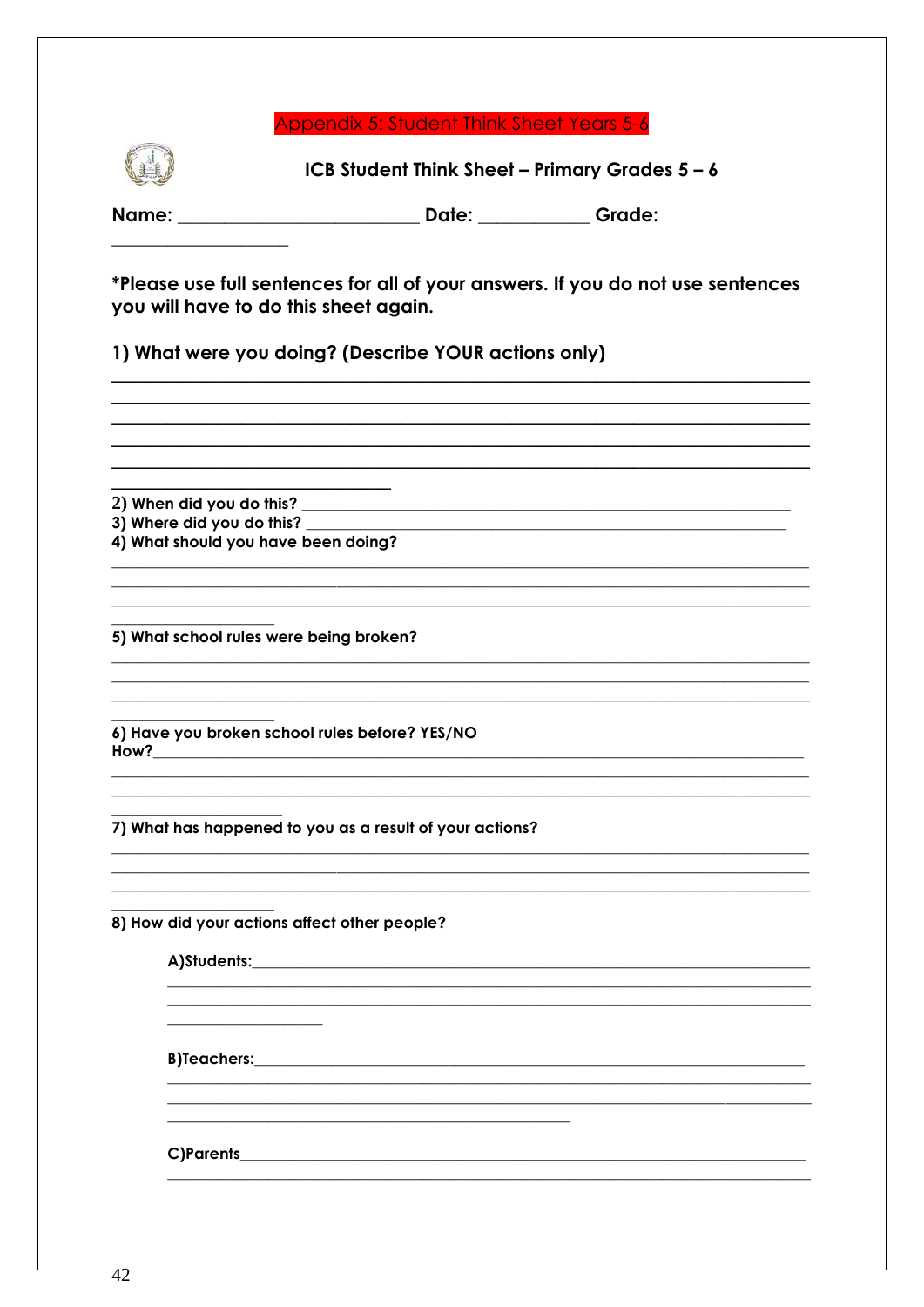Appendix 5: Student Think Sheet Years 5-6

## ICB Student Think Sheet – Primary Grades 5 – 6

**Name:** ___________________________ **Date:** ____________ **Grade:** ____________________

**\*Please use full sentences for all of your answers. If you do not use sentences you will have to do this sheet again.**

**1) What were you doing? (Describe YOUR actions only)**

______________________________________________________________________________

______________________________________________________________________________

______________________________________________________________________________

______________________________________________________________________________

______________________________________________________________________________

________________________________

**2) When did you do this?** ________________________________________________________

**3) Where did you do this?** ________________________________________________________

**4) What should you have been doing?**

______________________________________________________________________________

______________________________________________________________________________

______________________________________________________________________________

____________________

**5) What school rules were being broken?**

______________________________________________________________________________

______________________________________________________________________________

______________________________________________________________________________

____________________

**6) Have you broken school rules before? YES/NO**

**How?**__________________________________________________________________________

______________________________________________________________________________

______________________________________________________________________________

____________________

**7) What has happened to you as a result of your actions?**

______________________________________________________________________________

______________________________________________________________________________

______________________________________________________________________________

____________________

**8) How did your actions affect other people?**

**A)Students:**_________________________________________________________________

______________________________________________________________________________

______________________________________________________________________________

____________________

**B)Teachers:**_________________________________________________________________

______________________________________________________________________________

______________________________________________________________________________

______________________________________________

**C)Parents**__________________________________________________________________

______________________________________________________________________________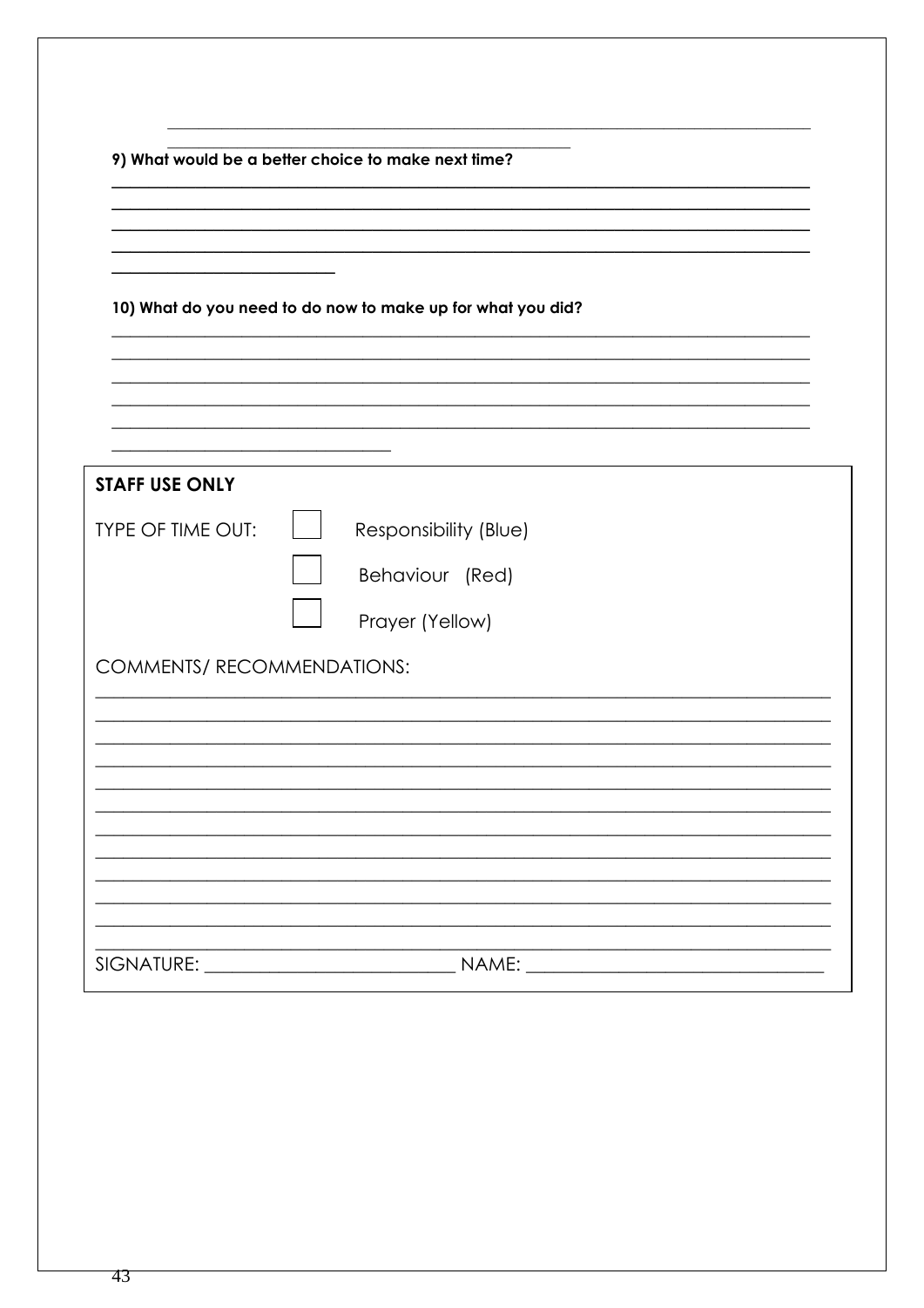______________________________________________________________________

______________________________________________

**9) What would be a better choice to make next time?**

______________________________________________________________________

______________________________________________________________________

______________________________________________________________________

______________________________________________________________________

_________________________

**10) What do you need to do now to make up for what you did?**

______________________________________________________________________

______________________________________________________________________

______________________________________________________________________

______________________________________________________________________

______________________________________________________________________

________________________________

**STAFF USE ONLY**

TYPE OF TIME OUT:

- ☐ Responsibility (Blue)
- ☐ Behaviour (Red)
- ☐ Prayer (Yellow)

COMMENTS/ RECOMMENDATIONS:

______________________________________________________________________

______________________________________________________________________

______________________________________________________________________

______________________________________________________________________

______________________________________________________________________

______________________________________________________________________

______________________________________________________________________

______________________________________________________________________

______________________________________________________________________

______________________________________________________________________

______________________________________________________________________

SIGNATURE: ___________________________ NAME: ________________________________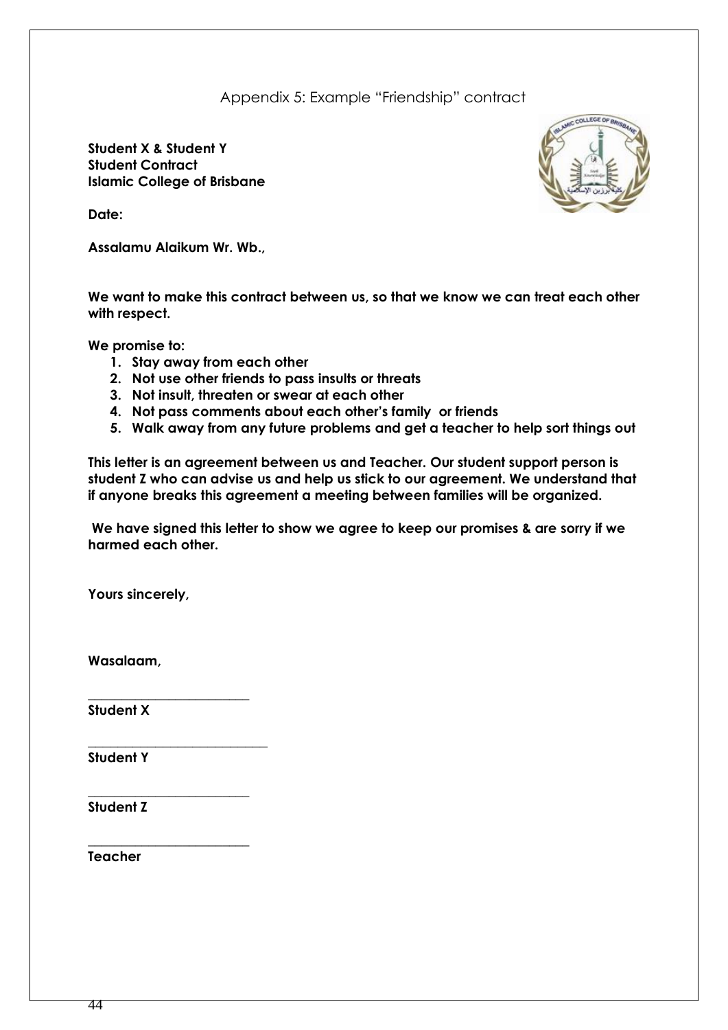# Appendix 5: Example "Friendship" contract

**Student X & Student Y**
**Student Contract**
**Islamic College of Brisbane**

**Date:**

**Assalamu Alaikum Wr. Wb.,**

**We want to make this contract between us, so that we know we can treat each other with respect.**

**We promise to:**

1. **Stay away from each other**
2. **Not use other friends to pass insults or threats**
3. **Not insult, threaten or swear at each other**
4. **Not pass comments about each other's family or friends**
5. **Walk away from any future problems and get a teacher to help sort things out**

**This letter is an agreement between us and Teacher. Our student support person is student Z who can advise us and help us stick to our agreement. We understand that if anyone breaks this agreement a meeting between families will be organized.**

**We have signed this letter to show we agree to keep our promises & are sorry if we harmed each other.**

**Yours sincerely,**

**Wasalaam,**

\_\_\_\_\_\_\_\_\_\_\_\_\_\_\_\_\_\_\_\_\_\_\_\_
**Student X**

\_\_\_\_\_\_\_\_\_\_\_\_\_\_\_\_\_\_\_\_\_\_\_\_
**Student Y**

\_\_\_\_\_\_\_\_\_\_\_\_\_\_\_\_\_\_\_\_\_\_\_\_
**Student Z**

\_\_\_\_\_\_\_\_\_\_\_\_\_\_\_\_\_\_\_\_\_\_\_\_
**Teacher**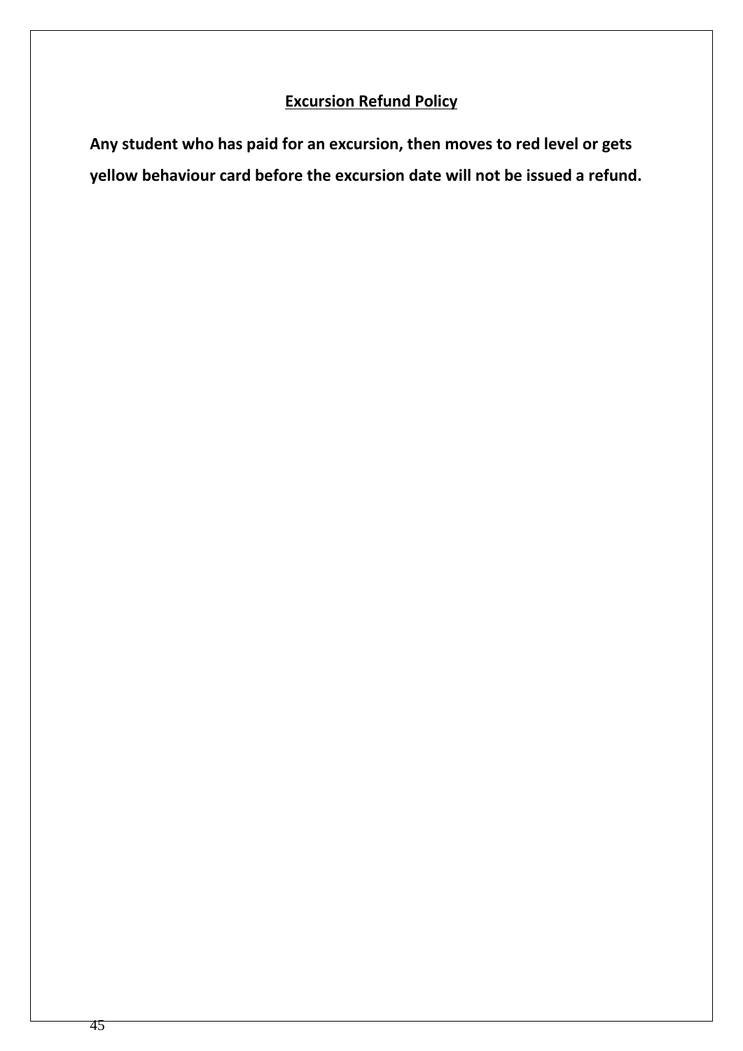## Excursion Refund Policy

**Any student who has paid for an excursion, then moves to red level or gets yellow behaviour card before the excursion date will not be issued a refund.**